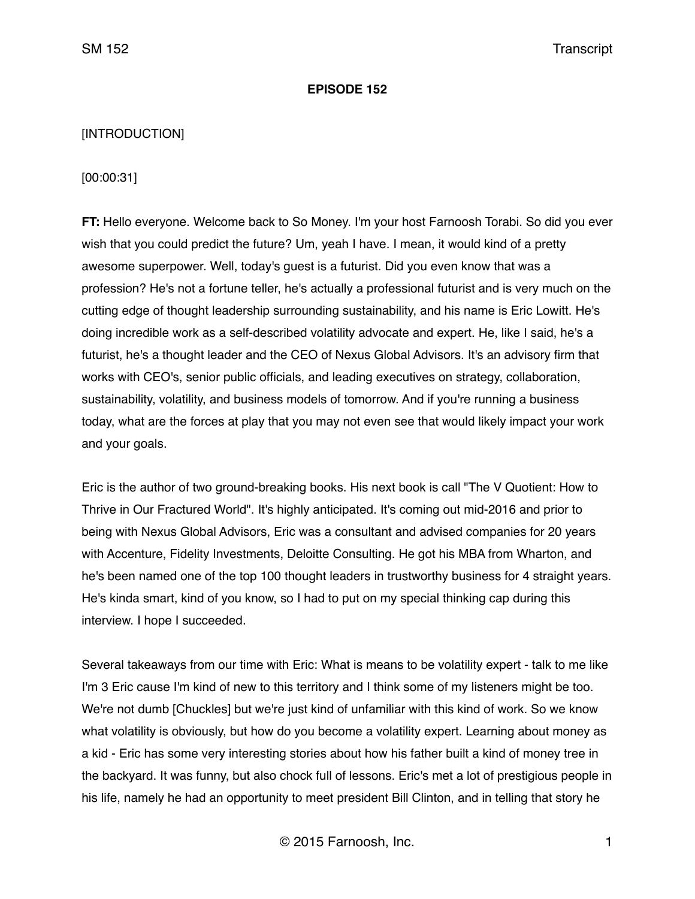**EPISODE 152**

[INTRODUCTION]

[00:00:31]

**FT:** Hello everyone. Welcome back to So Money. I'm your host Farnoosh Torabi. So did you ever wish that you could predict the future? Um, yeah I have. I mean, it would kind of a pretty awesome superpower. Well, today's guest is a futurist. Did you even know that was a profession? He's not a fortune teller, he's actually a professional futurist and is very much on the cutting edge of thought leadership surrounding sustainability, and his name is Eric Lowitt. He's doing incredible work as a self-described volatility advocate and expert. He, like I said, he's a futurist, he's a thought leader and the CEO of Nexus Global Advisors. It's an advisory firm that works with CEO's, senior public officials, and leading executives on strategy, collaboration, sustainability, volatility, and business models of tomorrow. And if you're running a business today, what are the forces at play that you may not even see that would likely impact your work and your goals.

Eric is the author of two ground-breaking books. His next book is call "The V Quotient: How to Thrive in Our Fractured World". It's highly anticipated. It's coming out mid-2016 and prior to being with Nexus Global Advisors, Eric was a consultant and advised companies for 20 years with Accenture, Fidelity Investments, Deloitte Consulting. He got his MBA from Wharton, and he's been named one of the top 100 thought leaders in trustworthy business for 4 straight years. He's kinda smart, kind of you know, so I had to put on my special thinking cap during this interview. I hope I succeeded.

Several takeaways from our time with Eric: What is means to be volatility expert - talk to me like I'm 3 Eric cause I'm kind of new to this territory and I think some of my listeners might be too. We're not dumb [Chuckles] but we're just kind of unfamiliar with this kind of work. So we know what volatility is obviously, but how do you become a volatility expert. Learning about money as a kid - Eric has some very interesting stories about how his father built a kind of money tree in the backyard. It was funny, but also chock full of lessons. Eric's met a lot of prestigious people in his life, namely he had an opportunity to meet president Bill Clinton, and in telling that story he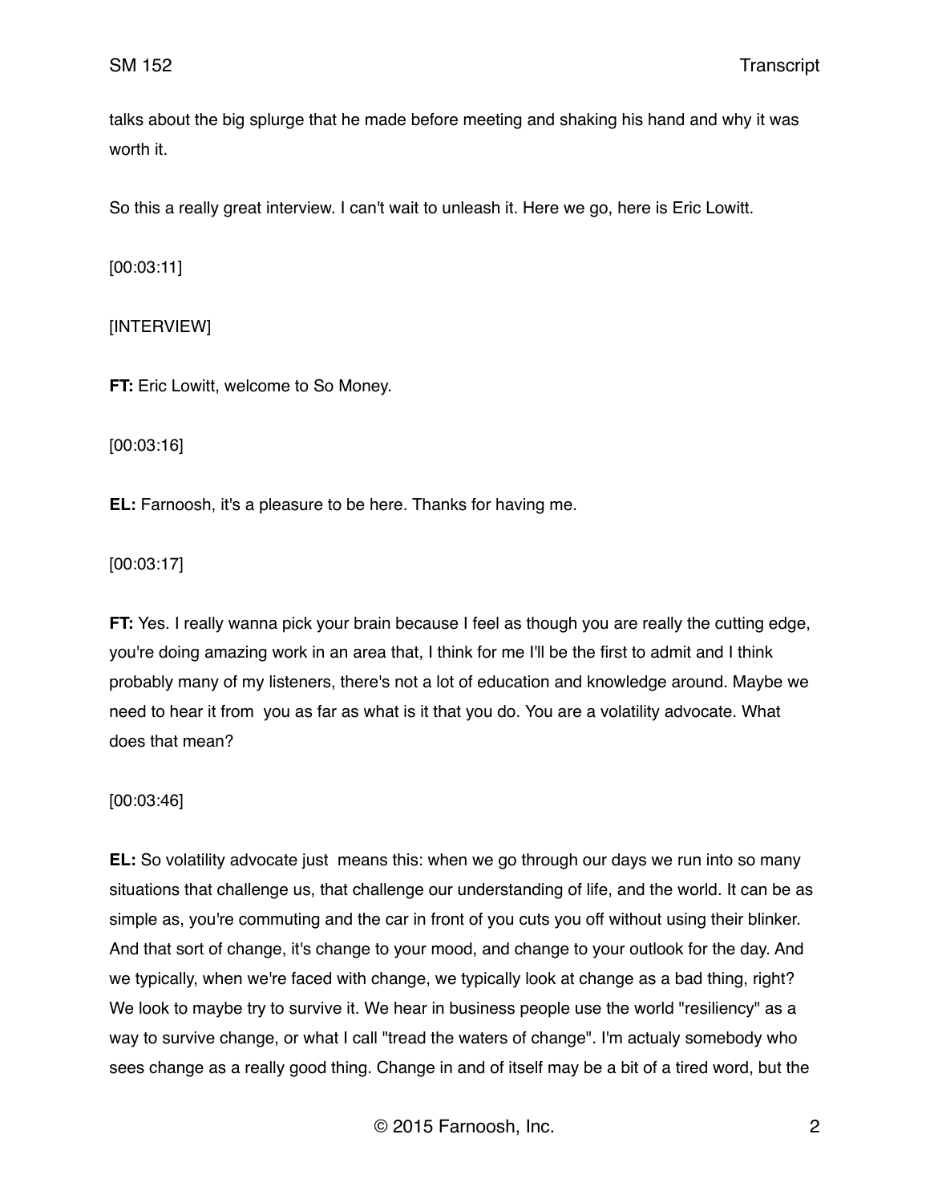talks about the big splurge that he made before meeting and shaking his hand and why it was worth it.

So this a really great interview. I can't wait to unleash it. Here we go, here is Eric Lowitt.

[00:03:11]

[INTERVIEW]

**FT:** Eric Lowitt, welcome to So Money.

[00:03:16]

**EL:** Farnoosh, it's a pleasure to be here. Thanks for having me.

[00:03:17]

**FT:** Yes. I really wanna pick your brain because I feel as though you are really the cutting edge, you're doing amazing work in an area that, I think for me I'll be the first to admit and I think probably many of my listeners, there's not a lot of education and knowledge around. Maybe we need to hear it from you as far as what is it that you do. You are a volatility advocate. What does that mean?

[00:03:46]

**EL:** So volatility advocate just means this: when we go through our days we run into so many situations that challenge us, that challenge our understanding of life, and the world. It can be as simple as, you're commuting and the car in front of you cuts you off without using their blinker. And that sort of change, it's change to your mood, and change to your outlook for the day. And we typically, when we're faced with change, we typically look at change as a bad thing, right? We look to maybe try to survive it. We hear in business people use the world "resiliency" as a way to survive change, or what I call "tread the waters of change". I'm actualy somebody who sees change as a really good thing. Change in and of itself may be a bit of a tired word, but the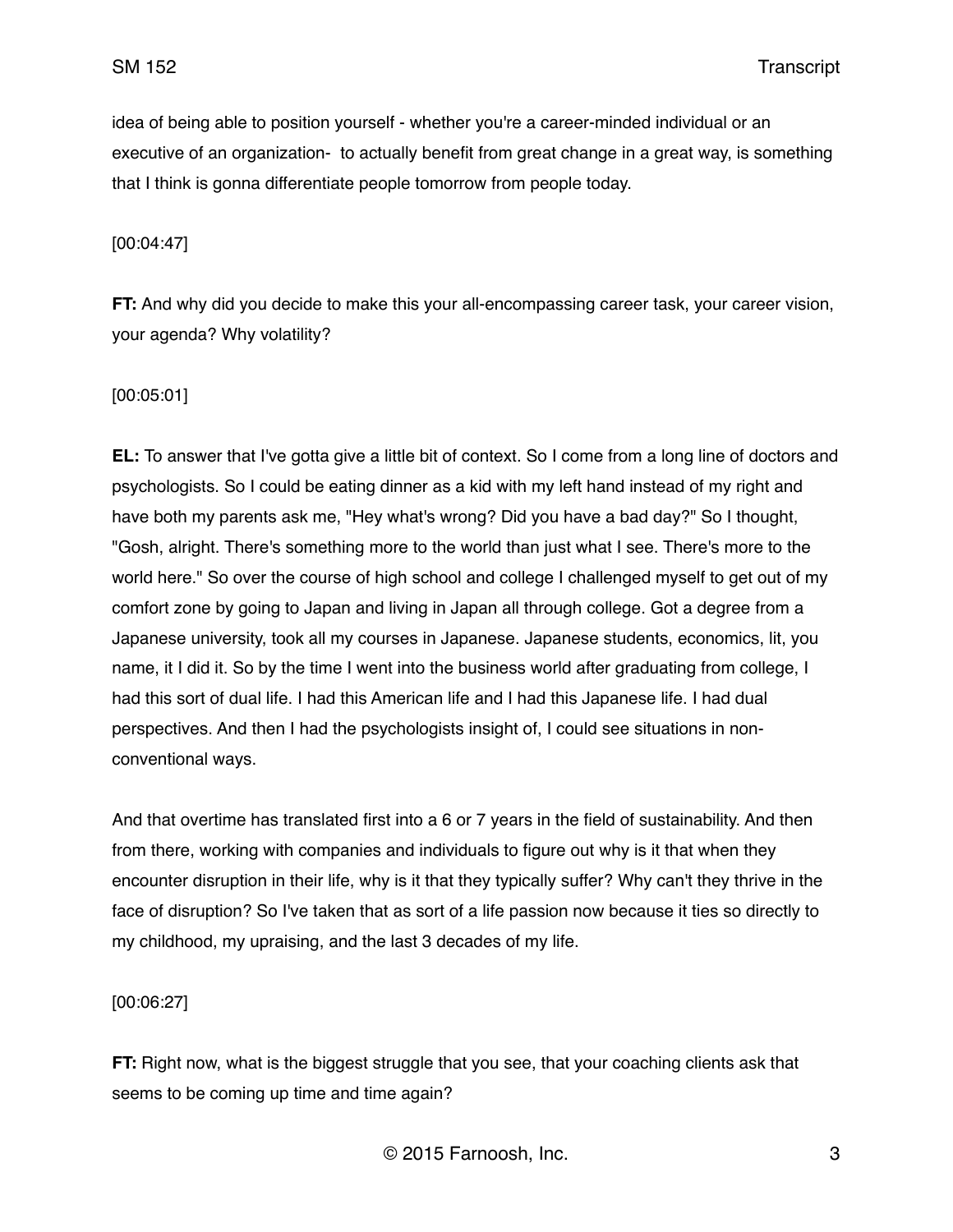idea of being able to position yourself - whether you're a career-minded individual or an executive of an organization-  to actually benefit from great change in a great way, is something that I think is gonna differentiate people tomorrow from people today.

[00:04:47]

**FT:** And why did you decide to make this your all-encompassing career task, your career vision, your agenda? Why volatility?

[00:05:01]

**EL:** To answer that I've gotta give a little bit of context. So I come from a long line of doctors and psychologists. So I could be eating dinner as a kid with my left hand instead of my right and have both my parents ask me, "Hey what's wrong? Did you have a bad day?" So I thought, "Gosh, alright. There's something more to the world than just what I see. There's more to the world here." So over the course of high school and college I challenged myself to get out of my comfort zone by going to Japan and living in Japan all through college. Got a degree from a Japanese university, took all my courses in Japanese. Japanese students, economics, lit, you name, it I did it. So by the time I went into the business world after graduating from college, I had this sort of dual life. I had this American life and I had this Japanese life. I had dual perspectives. And then I had the psychologists insight of, I could see situations in non-conventional ways.

And that overtime has translated first into a 6 or 7 years in the field of sustainability. And then from there, working with companies and individuals to figure out why is it that when they encounter disruption in their life, why is it that they typically suffer? Why can't they thrive in the face of disruption? So I've taken that as sort of a life passion now because it ties so directly to my childhood, my upraising, and the last 3 decades of my life.

[00:06:27]

**FT:** Right now, what is the biggest struggle that you see, that your coaching clients ask that seems to be coming up time and time again?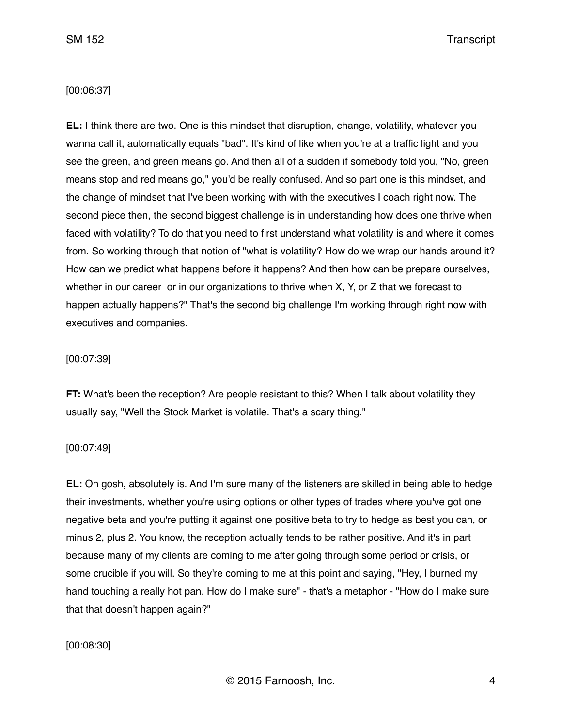[00:06:37]

**EL:** I think there are two. One is this mindset that disruption, change, volatility, whatever you wanna call it, automatically equals "bad". It's kind of like when you're at a traffic light and you see the green, and green means go. And then all of a sudden if somebody told you, "No, green means stop and red means go," you'd be really confused. And so part one is this mindset, and the change of mindset that I've been working with with the executives I coach right now. The second piece then, the second biggest challenge is in understanding how does one thrive when faced with volatility? To do that you need to first understand what volatility is and where it comes from. So working through that notion of "what is volatility? How do we wrap our hands around it? How can we predict what happens before it happens? And then how can be prepare ourselves, whether in our career or in our organizations to thrive when X, Y, or Z that we forecast to happen actually happens?" That's the second big challenge I'm working through right now with executives and companies.

[00:07:39]

**FT:** What's been the reception? Are people resistant to this? When I talk about volatility they usually say, "Well the Stock Market is volatile. That's a scary thing."

[00:07:49]

**EL:** Oh gosh, absolutely is. And I'm sure many of the listeners are skilled in being able to hedge their investments, whether you're using options or other types of trades where you've got one negative beta and you're putting it against one positive beta to try to hedge as best you can, or minus 2, plus 2. You know, the reception actually tends to be rather positive. And it's in part because many of my clients are coming to me after going through some period or crisis, or some crucible if you will. So they're coming to me at this point and saying, "Hey, I burned my hand touching a really hot pan. How do I make sure" - that's a metaphor - "How do I make sure that that doesn't happen again?"

[00:08:30]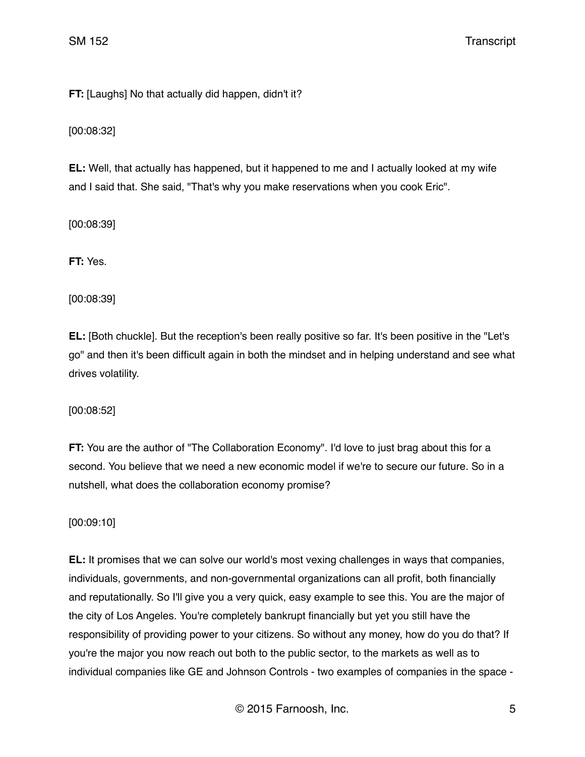**FT:** [Laughs] No that actually did happen, didn't it?

[00:08:32]

**EL:** Well, that actually has happened, but it happened to me and I actually looked at my wife and I said that. She said, "That's why you make reservations when you cook Eric".

[00:08:39]

**FT:** Yes.

[00:08:39]

**EL:** [Both chuckle]. But the reception's been really positive so far. It's been positive in the "Let's go" and then it's been difficult again in both the mindset and in helping understand and see what drives volatility.

[00:08:52]

**FT:** You are the author of "The Collaboration Economy". I'd love to just brag about this for a second. You believe that we need a new economic model if we're to secure our future. So in a nutshell, what does the collaboration economy promise?

[00:09:10]

**EL:** It promises that we can solve our world's most vexing challenges in ways that companies, individuals, governments, and non-governmental organizations can all profit, both financially and reputationally. So I'll give you a very quick, easy example to see this. You are the major of the city of Los Angeles. You're completely bankrupt financially but yet you still have the responsibility of providing power to your citizens. So without any money, how do you do that? If you're the major you now reach out both to the public sector, to the markets as well as to individual companies like GE and Johnson Controls - two examples of companies in the space -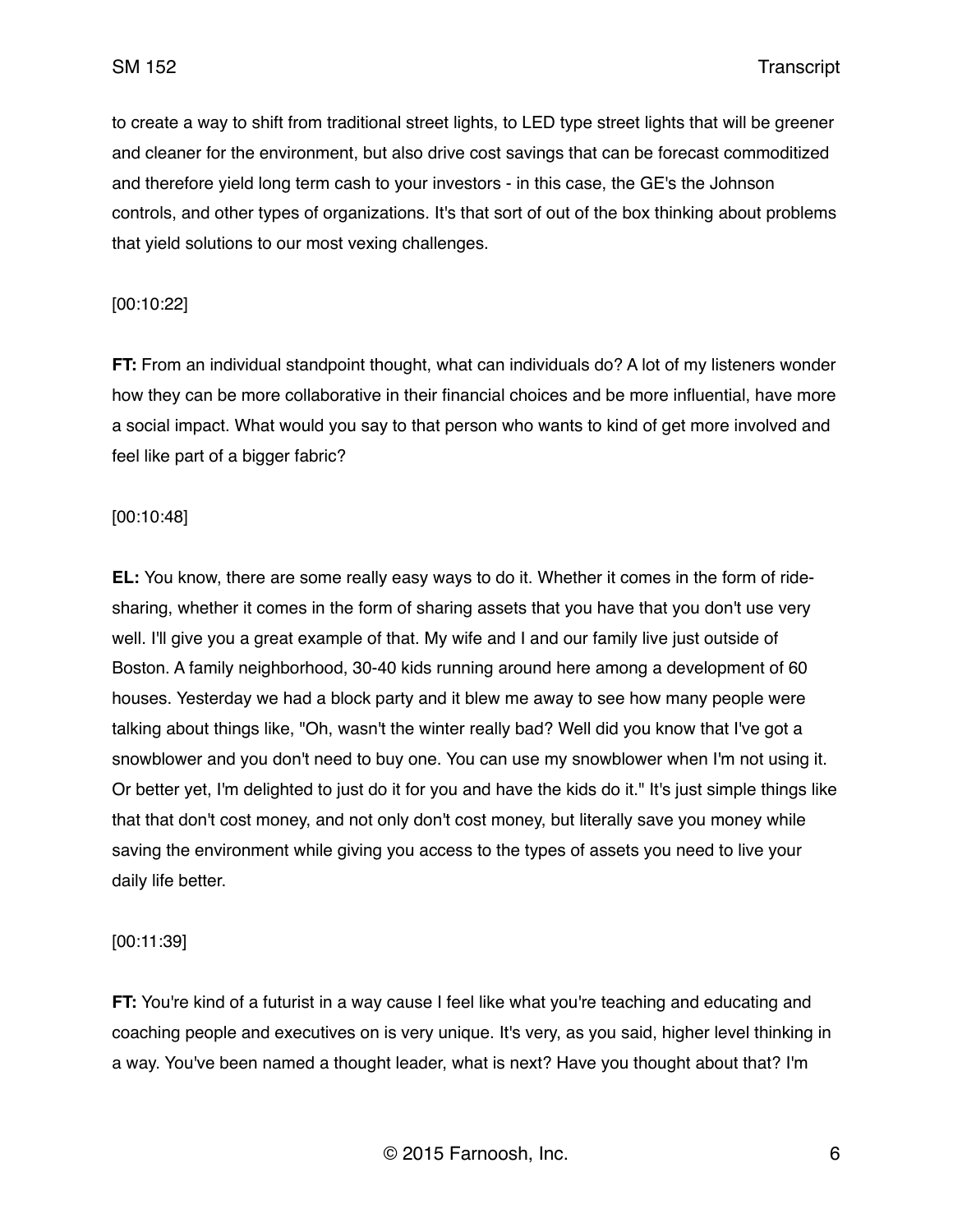to create a way to shift from traditional street lights, to LED type street lights that will be greener and cleaner for the environment, but also drive cost savings that can be forecast commoditized and therefore yield long term cash to your investors - in this case, the GE's the Johnson controls, and other types of organizations. It's that sort of out of the box thinking about problems that yield solutions to our most vexing challenges.

[00:10:22]

**FT:** From an individual standpoint thought, what can individuals do? A lot of my listeners wonder how they can be more collaborative in their financial choices and be more influential, have more a social impact. What would you say to that person who wants to kind of get more involved and feel like part of a bigger fabric?

[00:10:48]

**EL:** You know, there are some really easy ways to do it. Whether it comes in the form of ride-sharing, whether it comes in the form of sharing assets that you have that you don't use very well. I'll give you a great example of that. My wife and I and our family live just outside of Boston. A family neighborhood, 30-40 kids running around here among a development of 60 houses. Yesterday we had a block party and it blew me away to see how many people were talking about things like, "Oh, wasn't the winter really bad? Well did you know that I've got a snowblower and you don't need to buy one. You can use my snowblower when I'm not using it. Or better yet, I'm delighted to just do it for you and have the kids do it." It's just simple things like that that don't cost money, and not only don't cost money, but literally save you money while saving the environment while giving you access to the types of assets you need to live your daily life better.

[00:11:39]

**FT:** You're kind of a futurist in a way cause I feel like what you're teaching and educating and coaching people and executives on is very unique. It's very, as you said, higher level thinking in a way. You've been named a thought leader, what is next? Have you thought about that? I'm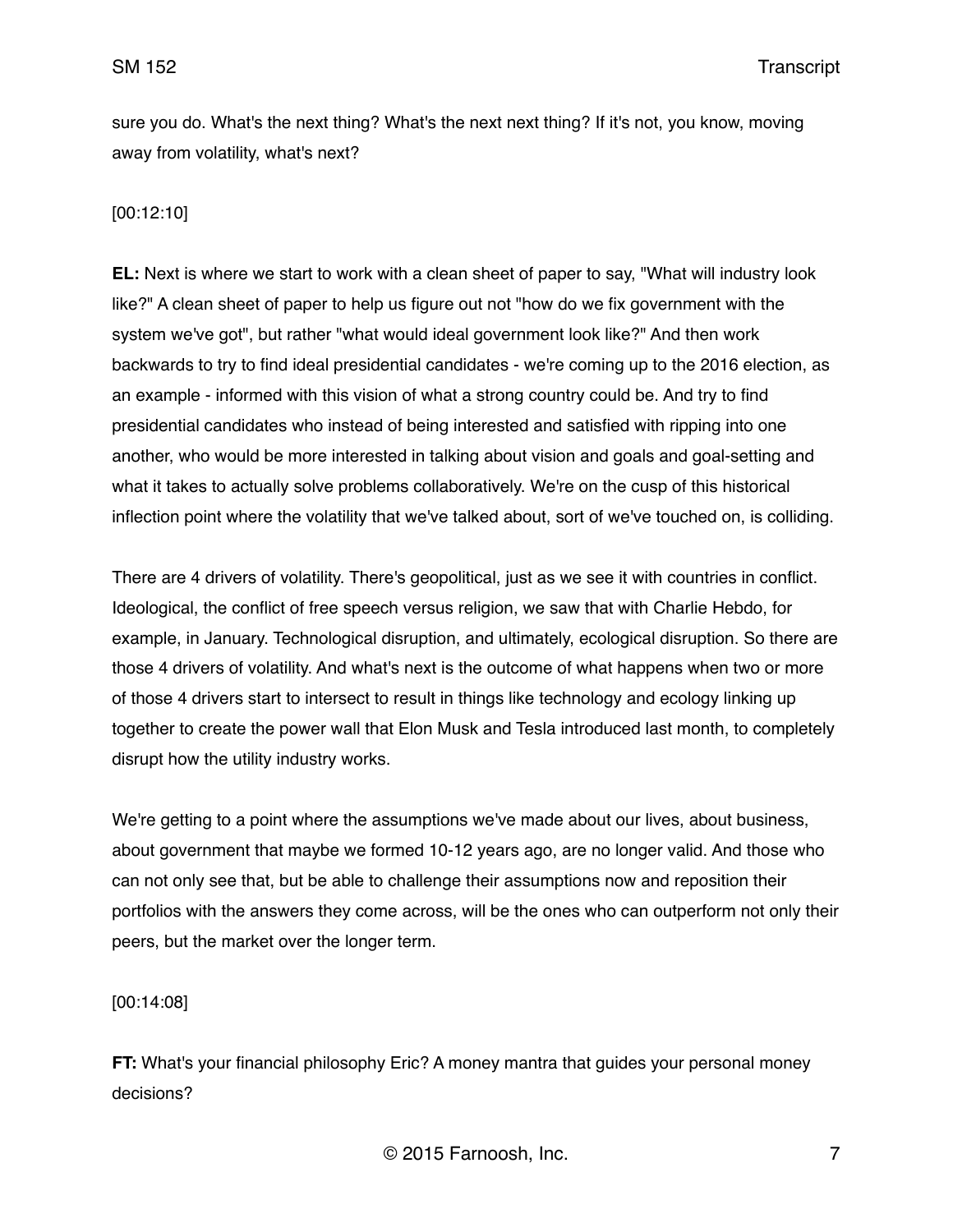sure you do. What's the next thing? What's the next next thing? If it's not, you know, moving away from volatility, what's next?

[00:12:10]

**EL:** Next is where we start to work with a clean sheet of paper to say, "What will industry look like?" A clean sheet of paper to help us figure out not "how do we fix government with the system we've got", but rather "what would ideal government look like?" And then work backwards to try to find ideal presidential candidates - we're coming up to the 2016 election, as an example - informed with this vision of what a strong country could be. And try to find presidential candidates who instead of being interested and satisfied with ripping into one another, who would be more interested in talking about vision and goals and goal-setting and what it takes to actually solve problems collaboratively. We're on the cusp of this historical inflection point where the volatility that we've talked about, sort of we've touched on, is colliding.

There are 4 drivers of volatility. There's geopolitical, just as we see it with countries in conflict. Ideological, the conflict of free speech versus religion, we saw that with Charlie Hebdo, for example, in January. Technological disruption, and ultimately, ecological disruption. So there are those 4 drivers of volatility. And what's next is the outcome of what happens when two or more of those 4 drivers start to intersect to result in things like technology and ecology linking up together to create the power wall that Elon Musk and Tesla introduced last month, to completely disrupt how the utility industry works.

We're getting to a point where the assumptions we've made about our lives, about business, about government that maybe we formed 10-12 years ago, are no longer valid. And those who can not only see that, but be able to challenge their assumptions now and reposition their portfolios with the answers they come across, will be the ones who can outperform not only their peers, but the market over the longer term.

[00:14:08]

**FT:** What's your financial philosophy Eric? A money mantra that guides your personal money decisions?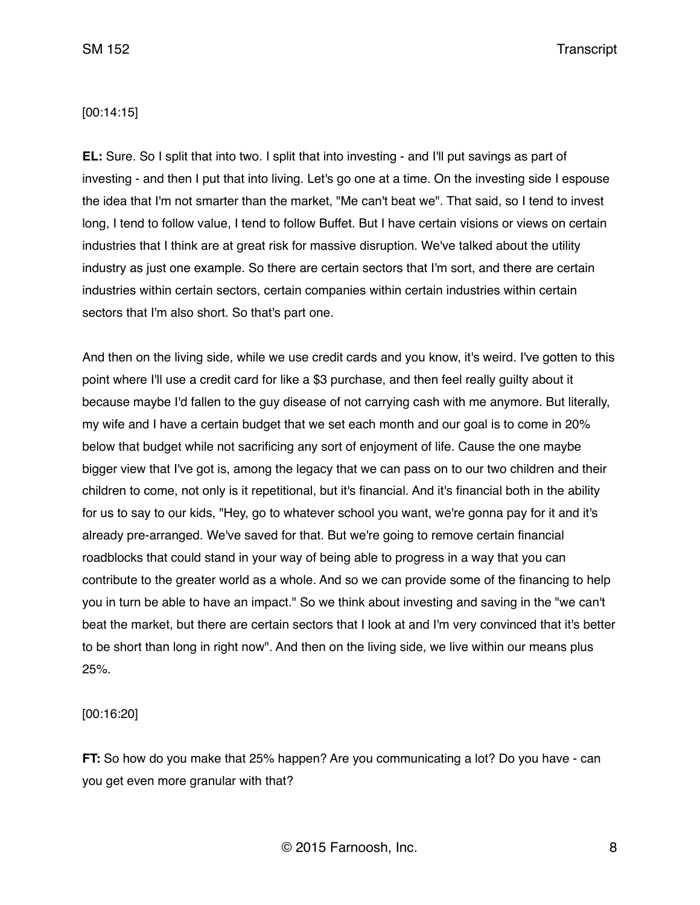[00:14:15]

**EL:** Sure. So I split that into two. I split that into investing - and I'll put savings as part of investing - and then I put that into living. Let's go one at a time. On the investing side I espouse the idea that I'm not smarter than the market, "Me can't beat we". That said, so I tend to invest long, I tend to follow value, I tend to follow Buffet. But I have certain visions or views on certain industries that I think are at great risk for massive disruption. We've talked about the utility industry as just one example. So there are certain sectors that I'm sort, and there are certain industries within certain sectors, certain companies within certain industries within certain sectors that I'm also short. So that's part one.

And then on the living side, while we use credit cards and you know, it's weird. I've gotten to this point where I'll use a credit card for like a $3 purchase, and then feel really guilty about it because maybe I'd fallen to the guy disease of not carrying cash with me anymore. But literally, my wife and I have a certain budget that we set each month and our goal is to come in 20% below that budget while not sacrificing any sort of enjoyment of life. Cause the one maybe bigger view that I've got is, among the legacy that we can pass on to our two children and their children to come, not only is it repetitional, but it's financial. And it's financial both in the ability for us to say to our kids, "Hey, go to whatever school you want, we're gonna pay for it and it's already pre-arranged. We've saved for that. But we're going to remove certain financial roadblocks that could stand in your way of being able to progress in a way that you can contribute to the greater world as a whole. And so we can provide some of the financing to help you in turn be able to have an impact." So we think about investing and saving in the "we can't beat the market, but there are certain sectors that I look at and I'm very convinced that it's better to be short than long in right now". And then on the living side, we live within our means plus 25%.

[00:16:20]

**FT:** So how do you make that 25% happen? Are you communicating a lot? Do you have - can you get even more granular with that?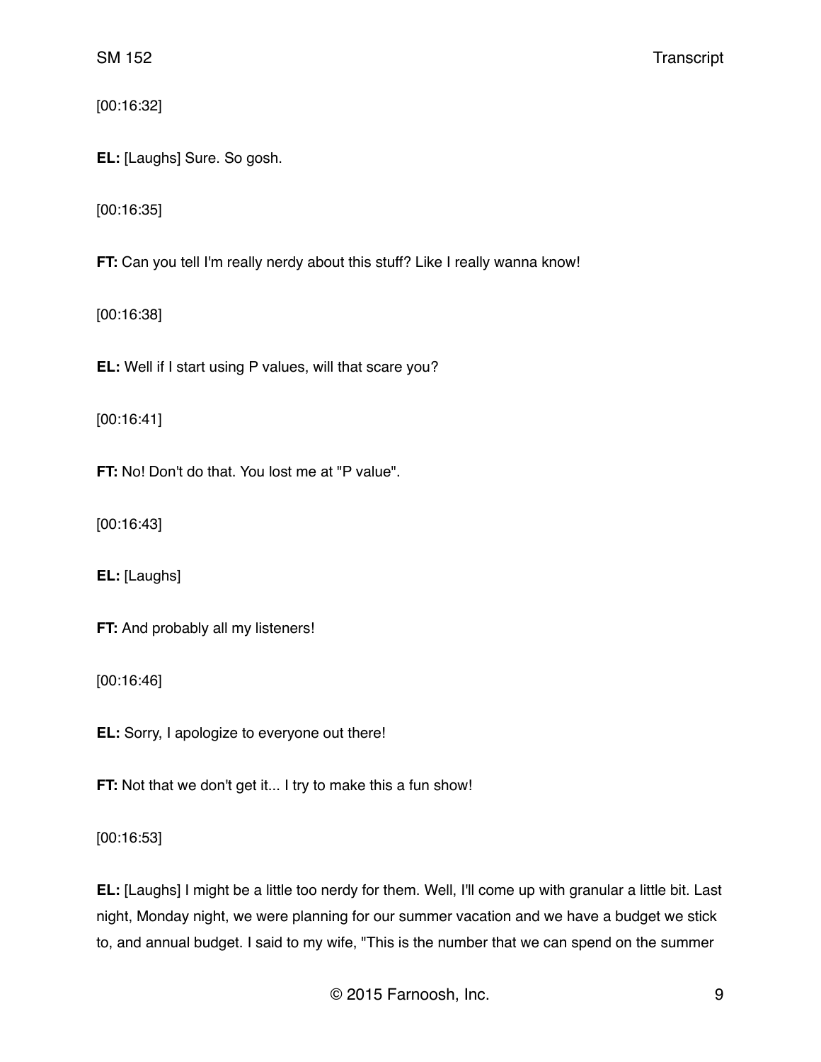[00:16:32]

**EL:** [Laughs] Sure. So gosh.

[00:16:35]

**FT:** Can you tell I'm really nerdy about this stuff? Like I really wanna know!

[00:16:38]

**EL:** Well if I start using P values, will that scare you?

[00:16:41]

**FT:** No! Don't do that. You lost me at "P value".

[00:16:43]

**EL:** [Laughs]

**FT:** And probably all my listeners!

[00:16:46]

**EL:** Sorry, I apologize to everyone out there!

**FT:** Not that we don't get it... I try to make this a fun show!

[00:16:53]

**EL:** [Laughs] I might be a little too nerdy for them. Well, I'll come up with granular a little bit. Last night, Monday night, we were planning for our summer vacation and we have a budget we stick to, and annual budget. I said to my wife, "This is the number that we can spend on the summer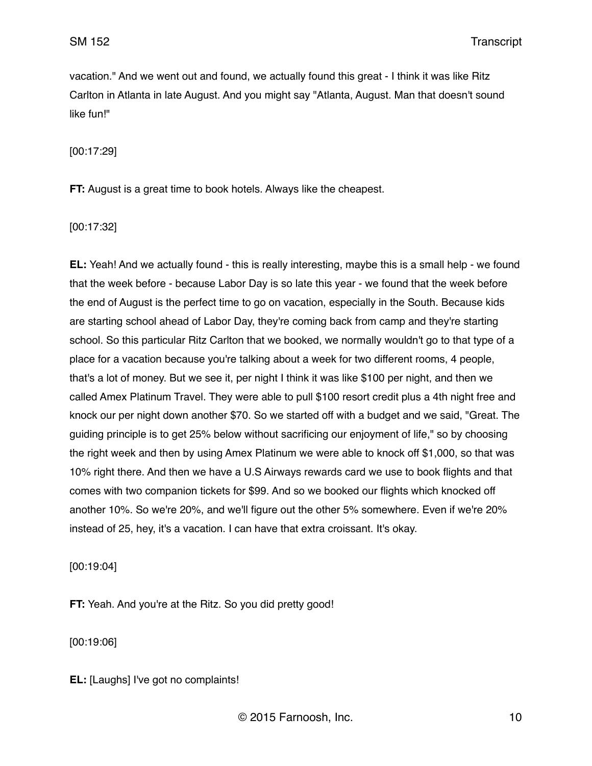vacation." And we went out and found, we actually found this great - I think it was like Ritz Carlton in Atlanta in late August. And you might say "Atlanta, August. Man that doesn't sound like fun!"

[00:17:29]

**FT:** August is a great time to book hotels. Always like the cheapest.

[00:17:32]

**EL:** Yeah! And we actually found - this is really interesting, maybe this is a small help - we found that the week before - because Labor Day is so late this year - we found that the week before the end of August is the perfect time to go on vacation, especially in the South. Because kids are starting school ahead of Labor Day, they're coming back from camp and they're starting school. So this particular Ritz Carlton that we booked, we normally wouldn't go to that type of a place for a vacation because you're talking about a week for two different rooms, 4 people, that's a lot of money. But we see it, per night I think it was like $100 per night, and then we called Amex Platinum Travel. They were able to pull $100 resort credit plus a 4th night free and knock our per night down another $70. So we started off with a budget and we said, "Great. The guiding principle is to get 25% below without sacrificing our enjoyment of life," so by choosing the right week and then by using Amex Platinum we were able to knock off $1,000, so that was 10% right there. And then we have a U.S Airways rewards card we use to book flights and that comes with two companion tickets for $99. And so we booked our flights which knocked off another 10%. So we're 20%, and we'll figure out the other 5% somewhere. Even if we're 20% instead of 25, hey, it's a vacation. I can have that extra croissant. It's okay.

[00:19:04]

**FT:** Yeah. And you're at the Ritz. So you did pretty good!

[00:19:06]

**EL:** [Laughs] I've got no complaints!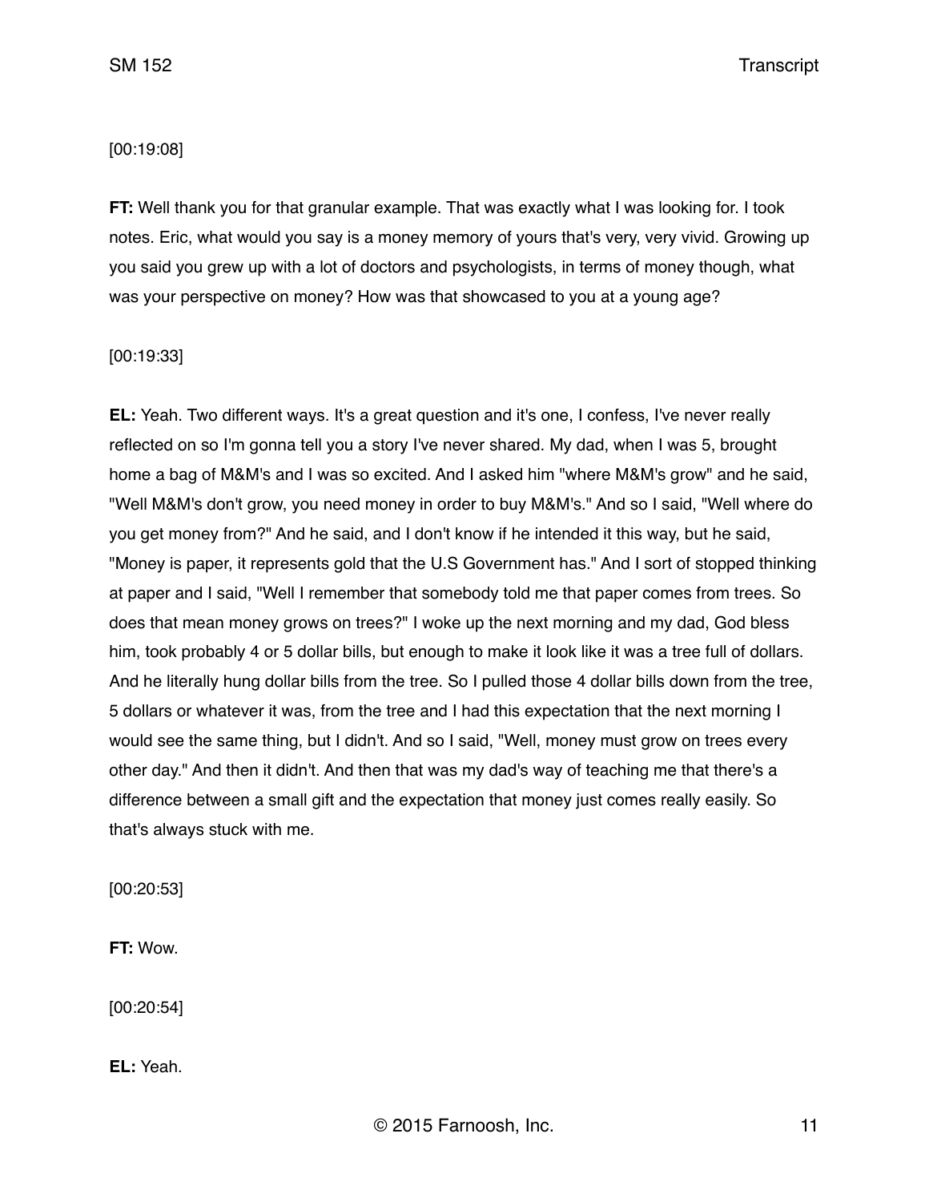[00:19:08]

**FT:** Well thank you for that granular example. That was exactly what I was looking for. I took notes. Eric, what would you say is a money memory of yours that's very, very vivid. Growing up you said you grew up with a lot of doctors and psychologists, in terms of money though, what was your perspective on money? How was that showcased to you at a young age?

[00:19:33]

**EL:** Yeah. Two different ways. It's a great question and it's one, I confess, I've never really reflected on so I'm gonna tell you a story I've never shared. My dad, when I was 5, brought home a bag of M&M's and I was so excited. And I asked him "where M&M's grow" and he said, "Well M&M's don't grow, you need money in order to buy M&M's." And so I said, "Well where do you get money from?" And he said, and I don't know if he intended it this way, but he said, "Money is paper, it represents gold that the U.S Government has." And I sort of stopped thinking at paper and I said, "Well I remember that somebody told me that paper comes from trees. So does that mean money grows on trees?" I woke up the next morning and my dad, God bless him, took probably 4 or 5 dollar bills, but enough to make it look like it was a tree full of dollars. And he literally hung dollar bills from the tree. So I pulled those 4 dollar bills down from the tree, 5 dollars or whatever it was, from the tree and I had this expectation that the next morning I would see the same thing, but I didn't. And so I said, "Well, money must grow on trees every other day." And then it didn't. And then that was my dad's way of teaching me that there's a difference between a small gift and the expectation that money just comes really easily. So that's always stuck with me.

[00:20:53]

**FT:** Wow.

[00:20:54]

**EL:** Yeah.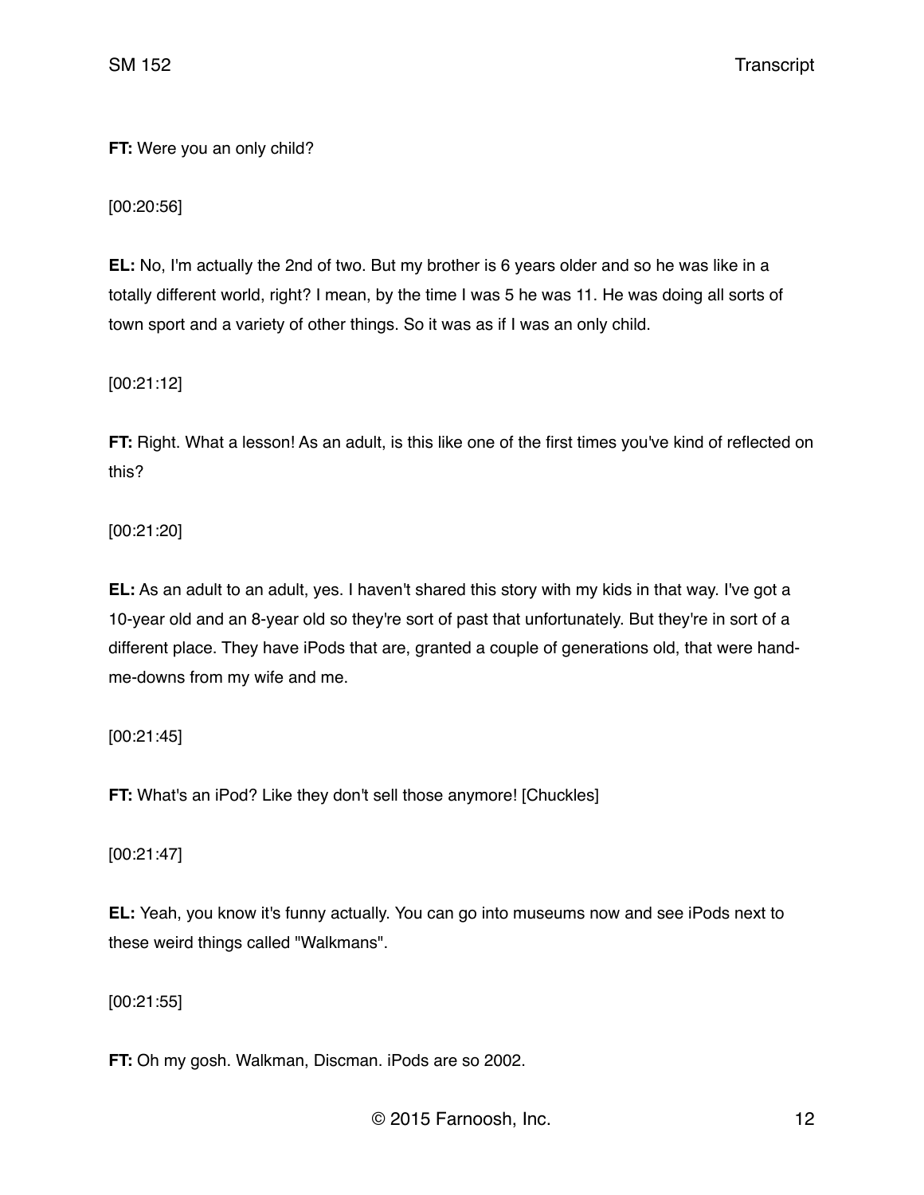**FT:** Were you an only child?

[00:20:56]

**EL:** No, I'm actually the 2nd of two. But my brother is 6 years older and so he was like in a totally different world, right? I mean, by the time I was 5 he was 11. He was doing all sorts of town sport and a variety of other things. So it was as if I was an only child.

[00:21:12]

**FT:** Right. What a lesson! As an adult, is this like one of the first times you've kind of reflected on this?

[00:21:20]

**EL:** As an adult to an adult, yes. I haven't shared this story with my kids in that way. I've got a 10-year old and an 8-year old so they're sort of past that unfortunately. But they're in sort of a different place. They have iPods that are, granted a couple of generations old, that were hand-me-downs from my wife and me.

[00:21:45]

**FT:** What's an iPod? Like they don't sell those anymore! [Chuckles]

[00:21:47]

**EL:** Yeah, you know it's funny actually. You can go into museums now and see iPods next to these weird things called "Walkmans".

[00:21:55]

**FT:** Oh my gosh. Walkman, Discman. iPods are so 2002.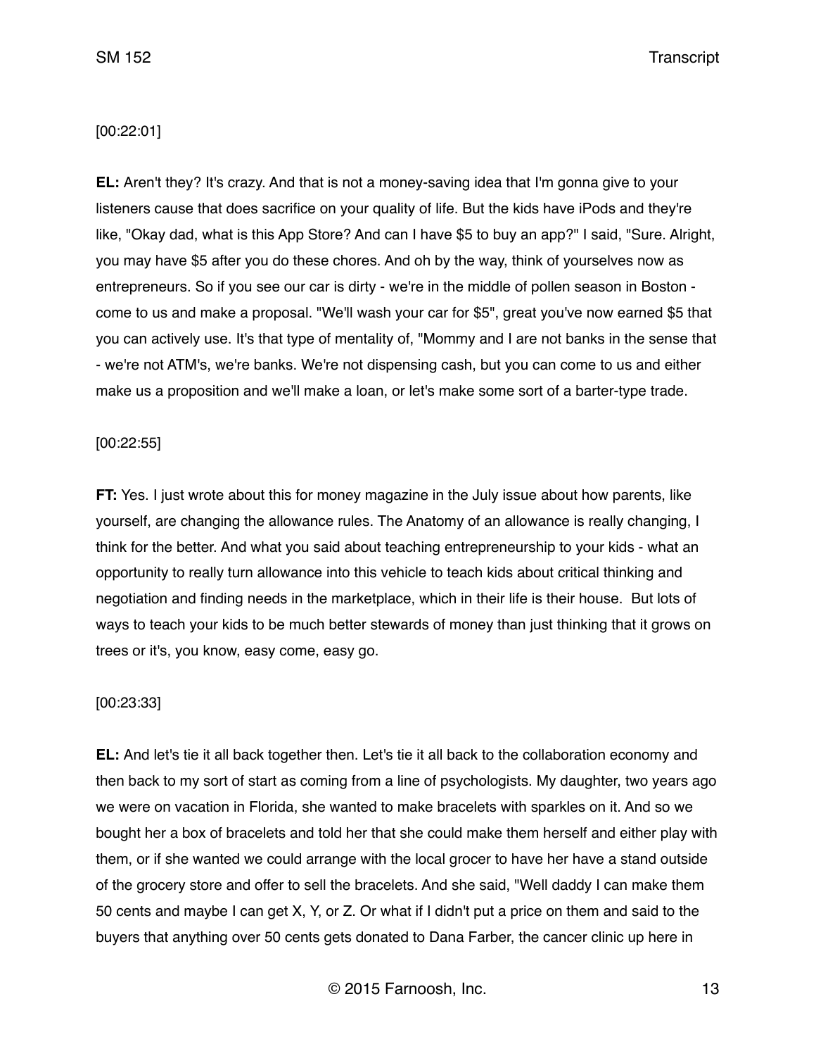[00:22:01]

**EL:** Aren't they? It's crazy. And that is not a money-saving idea that I'm gonna give to your listeners cause that does sacrifice on your quality of life. But the kids have iPods and they're like, "Okay dad, what is this App Store? And can I have $5 to buy an app?" I said, "Sure. Alright, you may have $5 after you do these chores. And oh by the way, think of yourselves now as entrepreneurs. So if you see our car is dirty - we're in the middle of pollen season in Boston - come to us and make a proposal. "We'll wash your car for $5", great you've now earned $5 that you can actively use. It's that type of mentality of, "Mommy and I are not banks in the sense that - we're not ATM's, we're banks. We're not dispensing cash, but you can come to us and either make us a proposition and we'll make a loan, or let's make some sort of a barter-type trade.

[00:22:55]

**FT:** Yes. I just wrote about this for money magazine in the July issue about how parents, like yourself, are changing the allowance rules. The Anatomy of an allowance is really changing, I think for the better. And what you said about teaching entrepreneurship to your kids - what an opportunity to really turn allowance into this vehicle to teach kids about critical thinking and negotiation and finding needs in the marketplace, which in their life is their house. But lots of ways to teach your kids to be much better stewards of money than just thinking that it grows on trees or it's, you know, easy come, easy go.

[00:23:33]

**EL:** And let's tie it all back together then. Let's tie it all back to the collaboration economy and then back to my sort of start as coming from a line of psychologists. My daughter, two years ago we were on vacation in Florida, she wanted to make bracelets with sparkles on it. And so we bought her a box of bracelets and told her that she could make them herself and either play with them, or if she wanted we could arrange with the local grocer to have her have a stand outside of the grocery store and offer to sell the bracelets. And she said, "Well daddy I can make them 50 cents and maybe I can get X, Y, or Z. Or what if I didn't put a price on them and said to the buyers that anything over 50 cents gets donated to Dana Farber, the cancer clinic up here in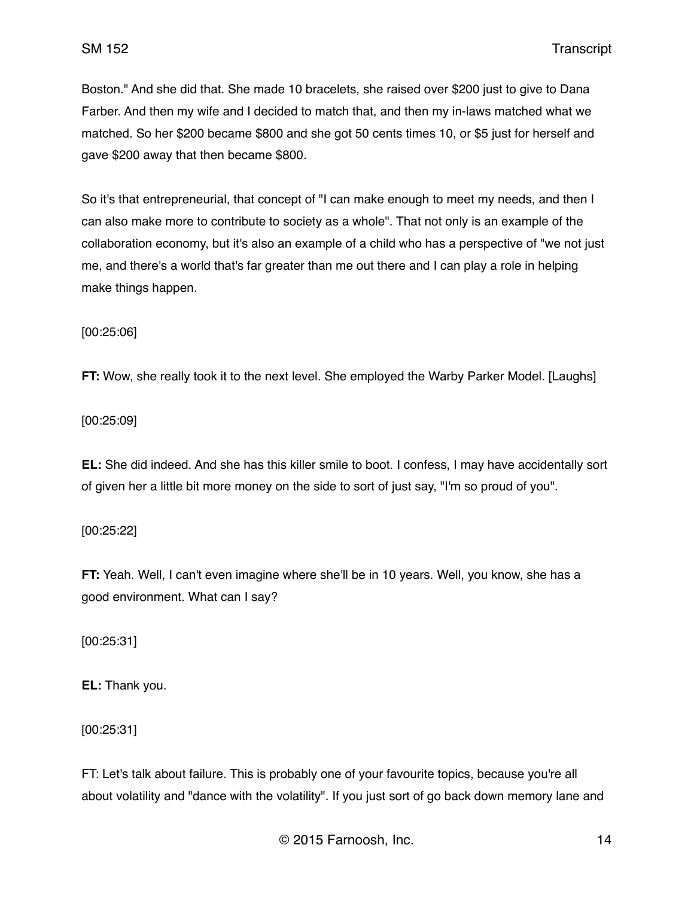Boston." And she did that. She made 10 bracelets, she raised over $200 just to give to Dana Farber. And then my wife and I decided to match that, and then my in-laws matched what we matched. So her $200 became $800 and she got 50 cents times 10, or $5 just for herself and gave $200 away that then became $800.

So it's that entrepreneurial, that concept of "I can make enough to meet my needs, and then I can also make more to contribute to society as a whole". That not only is an example of the collaboration economy, but it's also an example of a child who has a perspective of "we not just me, and there's a world that's far greater than me out there and I can play a role in helping make things happen.

[00:25:06]

**FT:** Wow, she really took it to the next level. She employed the Warby Parker Model. [Laughs]

[00:25:09]

**EL:** She did indeed. And she has this killer smile to boot. I confess, I may have accidentally sort of given her a little bit more money on the side to sort of just say, "I'm so proud of you".

[00:25:22]

**FT:** Yeah. Well, I can't even imagine where she'll be in 10 years. Well, you know, she has a good environment. What can I say?

[00:25:31]

**EL:** Thank you.

[00:25:31]

FT: Let's talk about failure. This is probably one of your favourite topics, because you're all about volatility and "dance with the volatility". If you just sort of go back down memory lane and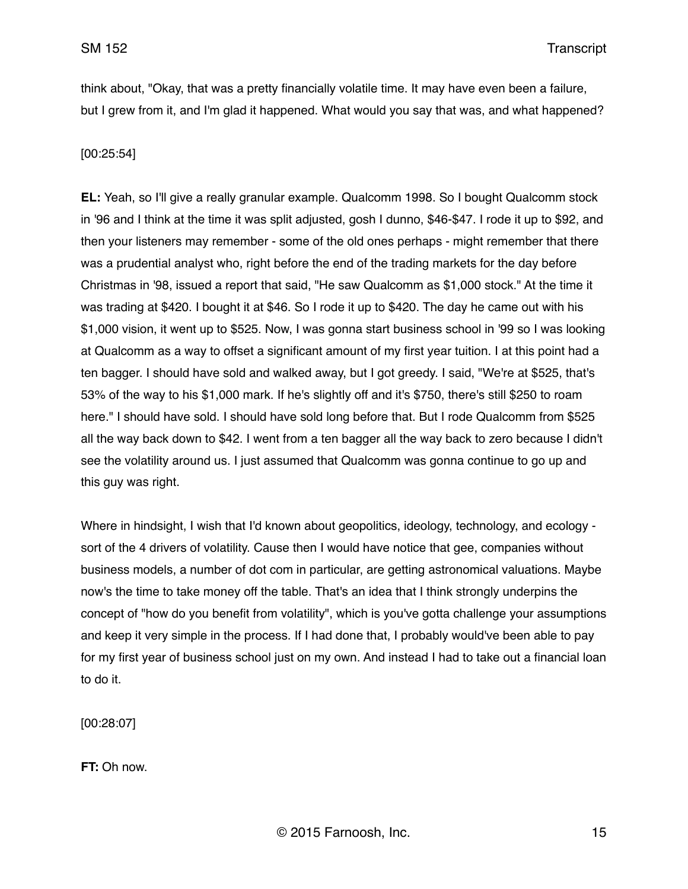think about, "Okay, that was a pretty financially volatile time. It may have even been a failure, but I grew from it, and I'm glad it happened. What would you say that was, and what happened?

[00:25:54]

**EL:** Yeah, so I'll give a really granular example. Qualcomm 1998. So I bought Qualcomm stock in '96 and I think at the time it was split adjusted, gosh I dunno, $46-$47. I rode it up to $92, and then your listeners may remember - some of the old ones perhaps - might remember that there was a prudential analyst who, right before the end of the trading markets for the day before Christmas in '98, issued a report that said, "He saw Qualcomm as $1,000 stock." At the time it was trading at $420. I bought it at $46. So I rode it up to $420. The day he came out with his $1,000 vision, it went up to $525. Now, I was gonna start business school in '99 so I was looking at Qualcomm as a way to offset a significant amount of my first year tuition. I at this point had a ten bagger. I should have sold and walked away, but I got greedy. I said, "We're at $525, that's 53% of the way to his $1,000 mark. If he's slightly off and it's $750, there's still $250 to roam here." I should have sold. I should have sold long before that. But I rode Qualcomm from $525 all the way back down to $42. I went from a ten bagger all the way back to zero because I didn't see the volatility around us. I just assumed that Qualcomm was gonna continue to go up and this guy was right.

Where in hindsight, I wish that I'd known about geopolitics, ideology, technology, and ecology - sort of the 4 drivers of volatility. Cause then I would have notice that gee, companies without business models, a number of dot com in particular, are getting astronomical valuations. Maybe now's the time to take money off the table. That's an idea that I think strongly underpins the concept of "how do you benefit from volatility", which is you've gotta challenge your assumptions and keep it very simple in the process. If I had done that, I probably would've been able to pay for my first year of business school just on my own. And instead I had to take out a financial loan to do it.

[00:28:07]

**FT:** Oh now.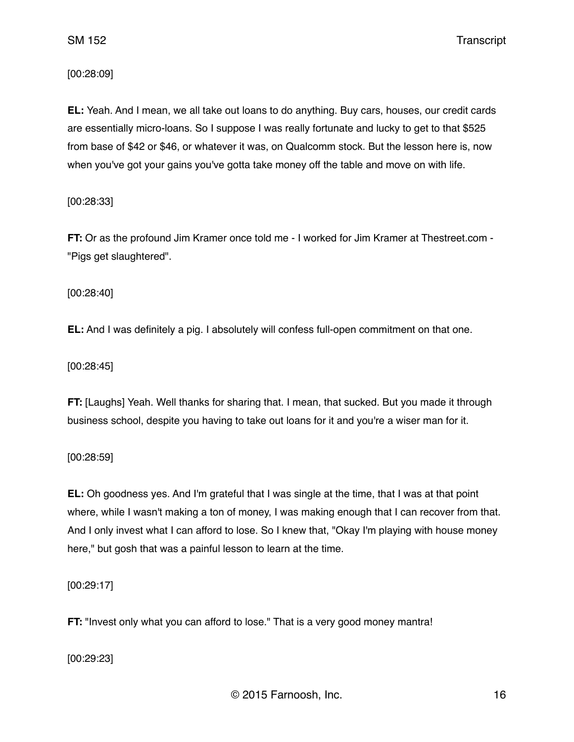[00:28:09]

**EL:** Yeah. And I mean, we all take out loans to do anything. Buy cars, houses, our credit cards are essentially micro-loans. So I suppose I was really fortunate and lucky to get to that $525 from base of $42 or $46, or whatever it was, on Qualcomm stock. But the lesson here is, now when you've got your gains you've gotta take money off the table and move on with life.

[00:28:33]

**FT:** Or as the profound Jim Kramer once told me - I worked for Jim Kramer at Thestreet.com - "Pigs get slaughtered".

[00:28:40]

**EL:** And I was definitely a pig. I absolutely will confess full-open commitment on that one.

[00:28:45]

**FT:** [Laughs] Yeah. Well thanks for sharing that. I mean, that sucked. But you made it through business school, despite you having to take out loans for it and you're a wiser man for it.

[00:28:59]

**EL:** Oh goodness yes. And I'm grateful that I was single at the time, that I was at that point where, while I wasn't making a ton of money, I was making enough that I can recover from that. And I only invest what I can afford to lose. So I knew that, "Okay I'm playing with house money here," but gosh that was a painful lesson to learn at the time.

[00:29:17]

**FT:** "Invest only what you can afford to lose." That is a very good money mantra!

[00:29:23]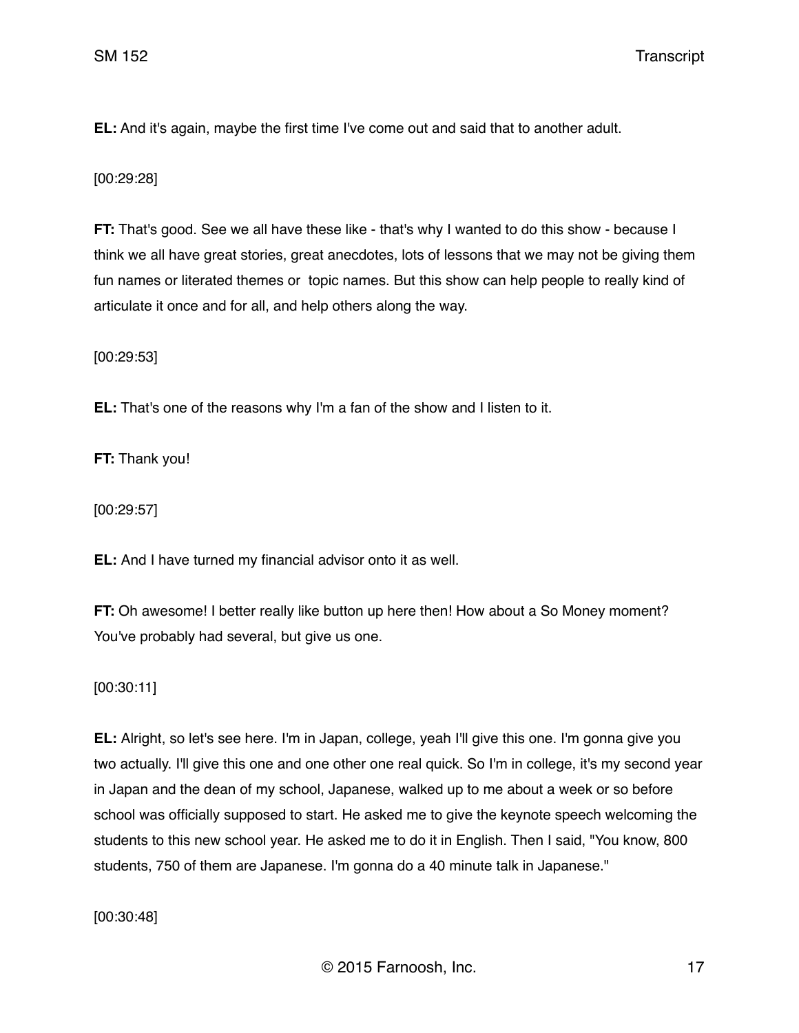**EL:** And it's again, maybe the first time I've come out and said that to another adult.

[00:29:28]

**FT:** That's good. See we all have these like - that's why I wanted to do this show - because I think we all have great stories, great anecdotes, lots of lessons that we may not be giving them fun names or literated themes or  topic names. But this show can help people to really kind of articulate it once and for all, and help others along the way.

[00:29:53]

**EL:** That's one of the reasons why I'm a fan of the show and I listen to it.

**FT:** Thank you!

[00:29:57]

**EL:** And I have turned my financial advisor onto it as well.

**FT:** Oh awesome! I better really like button up here then! How about a So Money moment? You've probably had several, but give us one.

[00:30:11]

**EL:** Alright, so let's see here. I'm in Japan, college, yeah I'll give this one. I'm gonna give you two actually. I'll give this one and one other one real quick. So I'm in college, it's my second year in Japan and the dean of my school, Japanese, walked up to me about a week or so before school was officially supposed to start. He asked me to give the keynote speech welcoming the students to this new school year. He asked me to do it in English. Then I said, "You know, 800 students, 750 of them are Japanese. I'm gonna do a 40 minute talk in Japanese."

[00:30:48]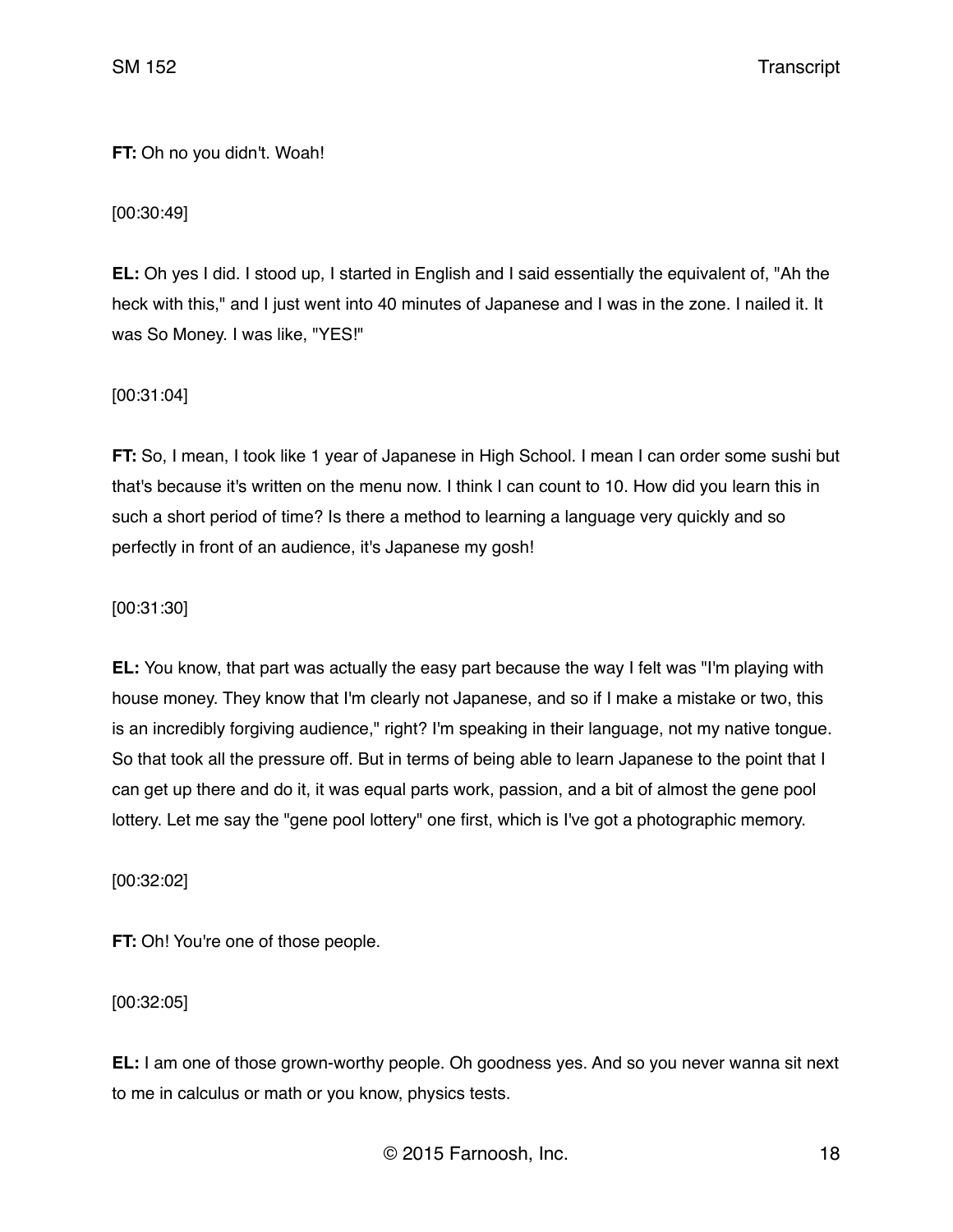**FT:** Oh no you didn't. Woah!

[00:30:49]

**EL:** Oh yes I did. I stood up, I started in English and I said essentially the equivalent of, "Ah the heck with this," and I just went into 40 minutes of Japanese and I was in the zone. I nailed it. It was So Money. I was like, "YES!"

[00:31:04]

**FT:** So, I mean, I took like 1 year of Japanese in High School. I mean I can order some sushi but that's because it's written on the menu now. I think I can count to 10. How did you learn this in such a short period of time? Is there a method to learning a language very quickly and so perfectly in front of an audience, it's Japanese my gosh!

[00:31:30]

**EL:** You know, that part was actually the easy part because the way I felt was "I'm playing with house money. They know that I'm clearly not Japanese, and so if I make a mistake or two, this is an incredibly forgiving audience," right? I'm speaking in their language, not my native tongue. So that took all the pressure off. But in terms of being able to learn Japanese to the point that I can get up there and do it, it was equal parts work, passion, and a bit of almost the gene pool lottery. Let me say the "gene pool lottery" one first, which is I've got a photographic memory.

[00:32:02]

**FT:** Oh! You're one of those people.

[00:32:05]

**EL:** I am one of those grown-worthy people. Oh goodness yes. And so you never wanna sit next to me in calculus or math or you know, physics tests.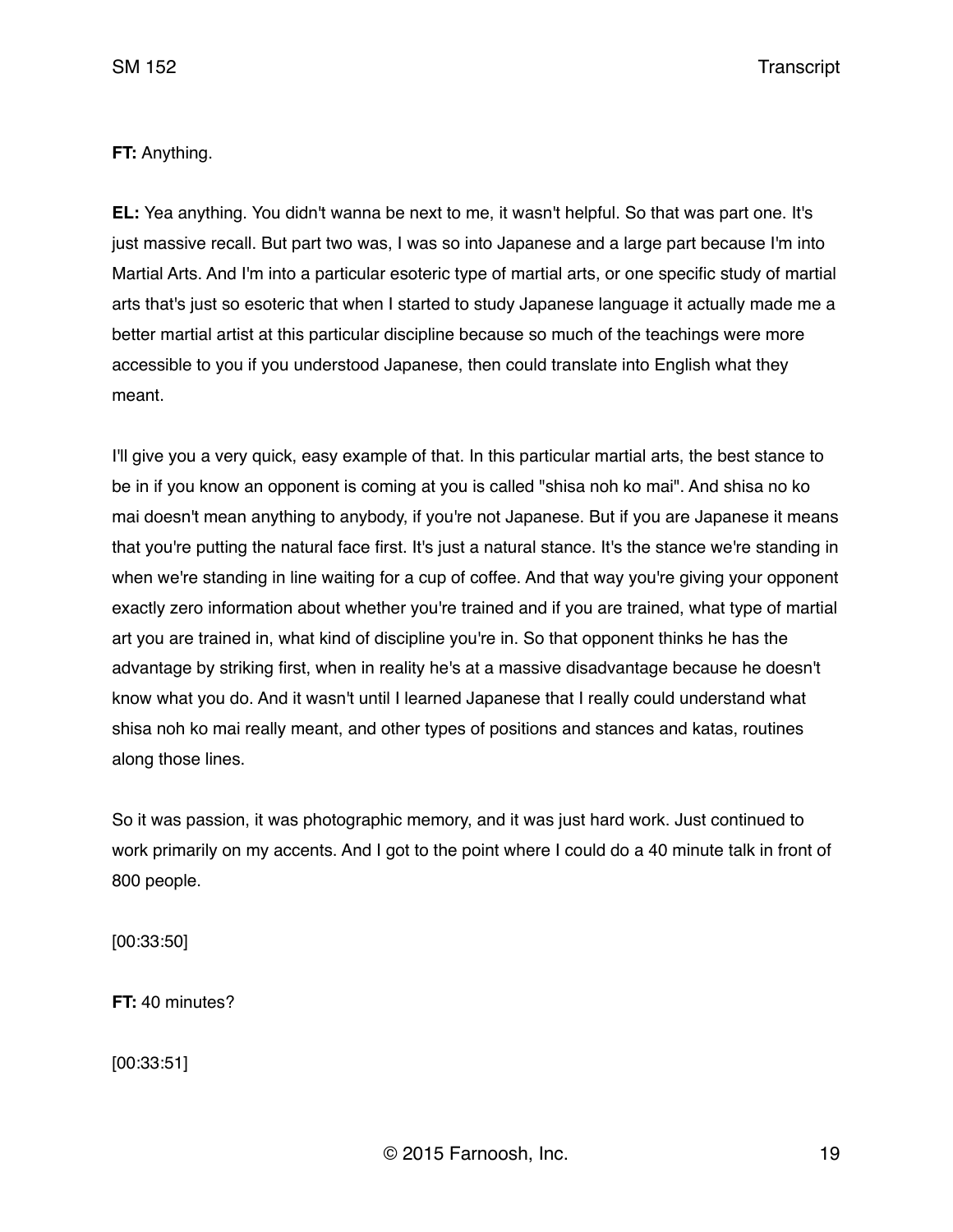**FT:** Anything.

**EL:** Yea anything. You didn't wanna be next to me, it wasn't helpful. So that was part one. It's just massive recall. But part two was, I was so into Japanese and a large part because I'm into Martial Arts. And I'm into a particular esoteric type of martial arts, or one specific study of martial arts that's just so esoteric that when I started to study Japanese language it actually made me a better martial artist at this particular discipline because so much of the teachings were more accessible to you if you understood Japanese, then could translate into English what they meant.

I'll give you a very quick, easy example of that. In this particular martial arts, the best stance to be in if you know an opponent is coming at you is called "shisa noh ko mai". And shisa no ko mai doesn't mean anything to anybody, if you're not Japanese. But if you are Japanese it means that you're putting the natural face first. It's just a natural stance. It's the stance we're standing in when we're standing in line waiting for a cup of coffee. And that way you're giving your opponent exactly zero information about whether you're trained and if you are trained, what type of martial art you are trained in, what kind of discipline you're in. So that opponent thinks he has the advantage by striking first, when in reality he's at a massive disadvantage because he doesn't know what you do. And it wasn't until I learned Japanese that I really could understand what shisa noh ko mai really meant, and other types of positions and stances and katas, routines along those lines.

So it was passion, it was photographic memory, and it was just hard work. Just continued to work primarily on my accents. And I got to the point where I could do a 40 minute talk in front of 800 people.

[00:33:50]

**FT:** 40 minutes?

[00:33:51]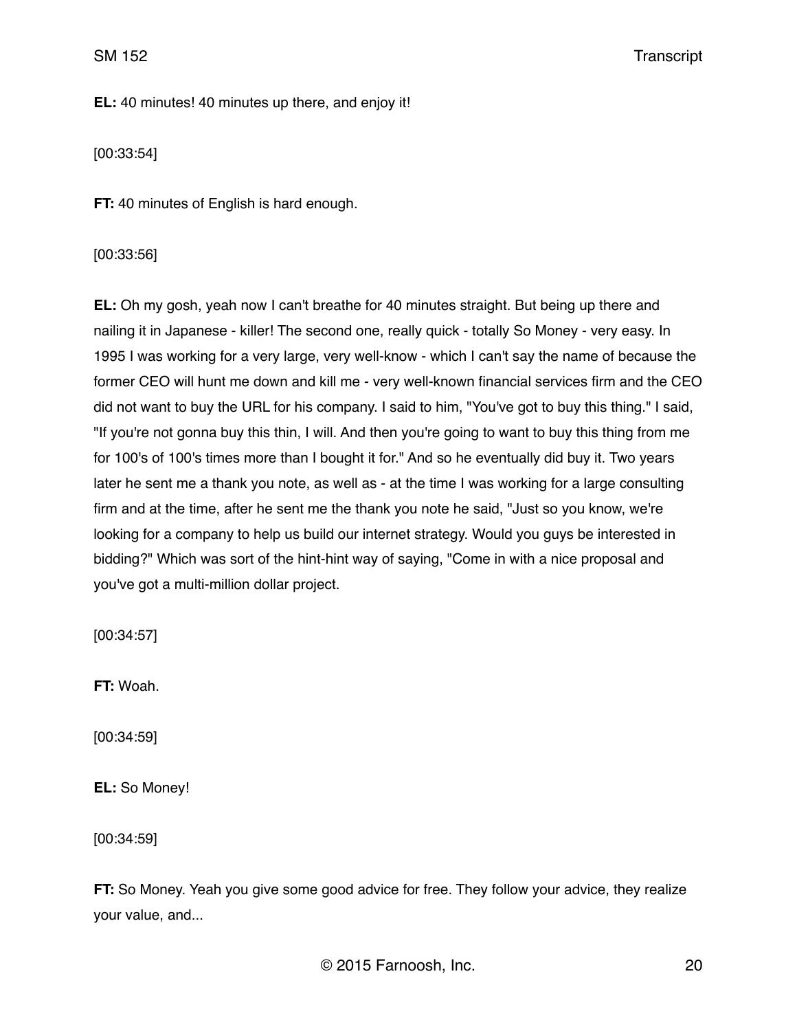**EL:** 40 minutes! 40 minutes up there, and enjoy it!

[00:33:54]

**FT:** 40 minutes of English is hard enough.

[00:33:56]

**EL:** Oh my gosh, yeah now I can't breathe for 40 minutes straight. But being up there and nailing it in Japanese - killer! The second one, really quick - totally So Money - very easy. In 1995 I was working for a very large, very well-know - which I can't say the name of because the former CEO will hunt me down and kill me - very well-known financial services firm and the CEO did not want to buy the URL for his company. I said to him, "You've got to buy this thing." I said, "If you're not gonna buy this thin, I will. And then you're going to want to buy this thing from me for 100's of 100's times more than I bought it for." And so he eventually did buy it. Two years later he sent me a thank you note, as well as - at the time I was working for a large consulting firm and at the time, after he sent me the thank you note he said, "Just so you know, we're looking for a company to help us build our internet strategy. Would you guys be interested in bidding?" Which was sort of the hint-hint way of saying, "Come in with a nice proposal and you've got a multi-million dollar project.

[00:34:57]

**FT:** Woah.

[00:34:59]

**EL:** So Money!

[00:34:59]

**FT:** So Money. Yeah you give some good advice for free. They follow your advice, they realize your value, and...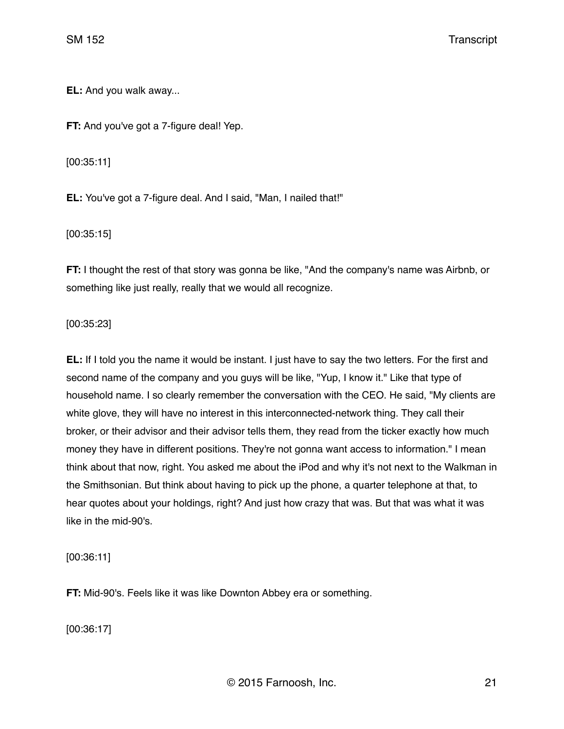**EL:** And you walk away...

**FT:** And you've got a 7-figure deal! Yep.

[00:35:11]

**EL:** You've got a 7-figure deal. And I said, "Man, I nailed that!"

[00:35:15]

**FT:** I thought the rest of that story was gonna be like, "And the company's name was Airbnb, or something like just really, really that we would all recognize.

[00:35:23]

**EL:** If I told you the name it would be instant. I just have to say the two letters. For the first and second name of the company and you guys will be like, "Yup, I know it." Like that type of household name. I so clearly remember the conversation with the CEO. He said, "My clients are white glove, they will have no interest in this interconnected-network thing. They call their broker, or their advisor and their advisor tells them, they read from the ticker exactly how much money they have in different positions. They're not gonna want access to information." I mean think about that now, right. You asked me about the iPod and why it's not next to the Walkman in the Smithsonian. But think about having to pick up the phone, a quarter telephone at that, to hear quotes about your holdings, right? And just how crazy that was. But that was what it was like in the mid-90's.

[00:36:11]

**FT:** Mid-90's. Feels like it was like Downton Abbey era or something.

[00:36:17]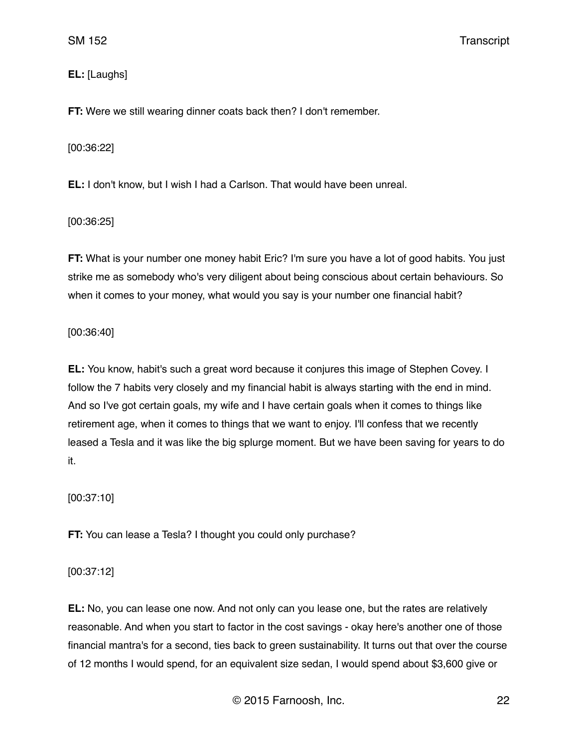**EL:** [Laughs]

**FT:** Were we still wearing dinner coats back then? I don't remember.

[00:36:22]

**EL:** I don't know, but I wish I had a Carlson. That would have been unreal.

[00:36:25]

**FT:** What is your number one money habit Eric? I'm sure you have a lot of good habits. You just strike me as somebody who's very diligent about being conscious about certain behaviours. So when it comes to your money, what would you say is your number one financial habit?

[00:36:40]

**EL:** You know, habit's such a great word because it conjures this image of Stephen Covey. I follow the 7 habits very closely and my financial habit is always starting with the end in mind. And so I've got certain goals, my wife and I have certain goals when it comes to things like retirement age, when it comes to things that we want to enjoy. I'll confess that we recently leased a Tesla and it was like the big splurge moment. But we have been saving for years to do it.

[00:37:10]

**FT:** You can lease a Tesla? I thought you could only purchase?

[00:37:12]

**EL:** No, you can lease one now. And not only can you lease one, but the rates are relatively reasonable. And when you start to factor in the cost savings - okay here's another one of those financial mantra's for a second, ties back to green sustainability. It turns out that over the course of 12 months I would spend, for an equivalent size sedan, I would spend about $3,600 give or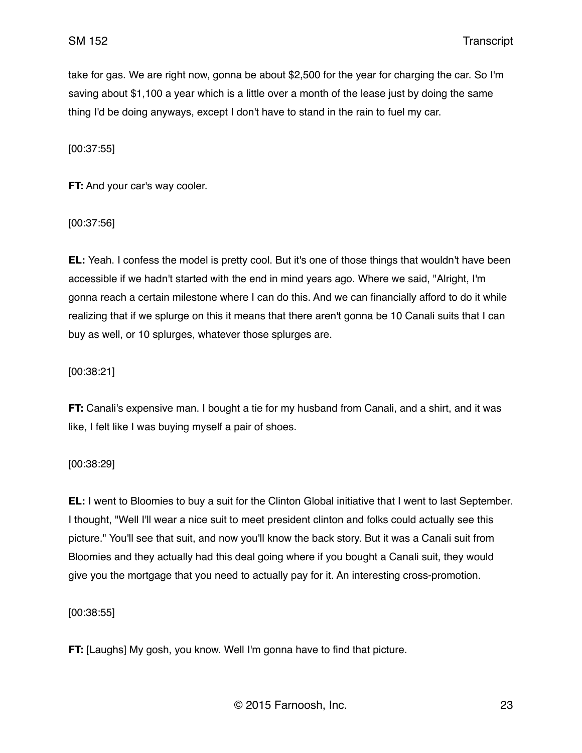take for gas. We are right now, gonna be about $2,500 for the year for charging the car. So I'm saving about $1,100 a year which is a little over a month of the lease just by doing the same thing I'd be doing anyways, except I don't have to stand in the rain to fuel my car.

[00:37:55]

**FT:** And your car's way cooler.

[00:37:56]

**EL:** Yeah. I confess the model is pretty cool. But it's one of those things that wouldn't have been accessible if we hadn't started with the end in mind years ago. Where we said, "Alright, I'm gonna reach a certain milestone where I can do this. And we can financially afford to do it while realizing that if we splurge on this it means that there aren't gonna be 10 Canali suits that I can buy as well, or 10 splurges, whatever those splurges are.

[00:38:21]

**FT:** Canali's expensive man. I bought a tie for my husband from Canali, and a shirt, and it was like, I felt like I was buying myself a pair of shoes.

[00:38:29]

**EL:** I went to Bloomies to buy a suit for the Clinton Global initiative that I went to last September. I thought, "Well I'll wear a nice suit to meet president clinton and folks could actually see this picture." You'll see that suit, and now you'll know the back story. But it was a Canali suit from Bloomies and they actually had this deal going where if you bought a Canali suit, they would give you the mortgage that you need to actually pay for it. An interesting cross-promotion.

[00:38:55]

**FT:** [Laughs] My gosh, you know. Well I'm gonna have to find that picture.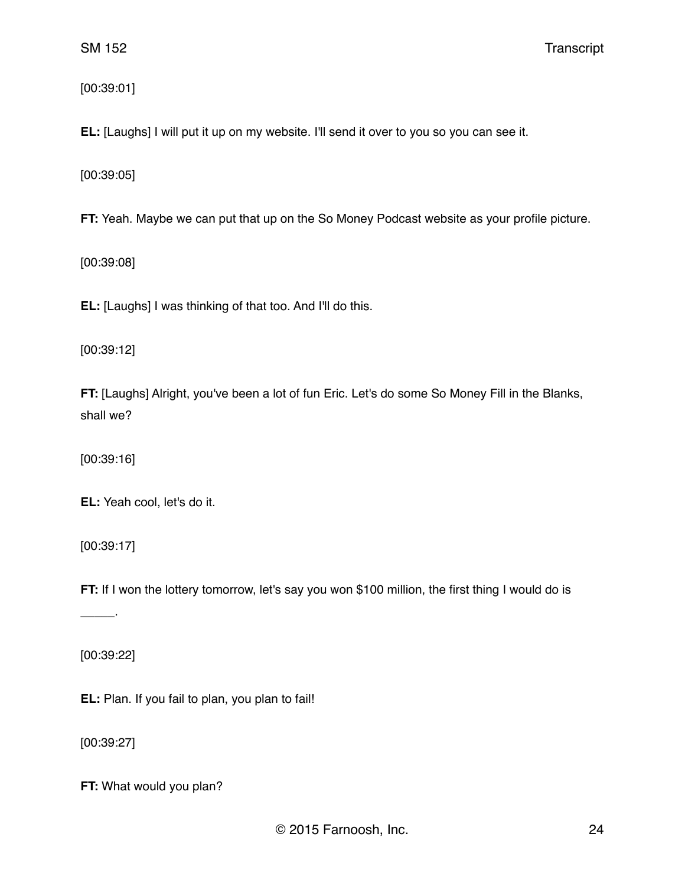[00:39:01]

**EL:** [Laughs] I will put it up on my website. I'll send it over to you so you can see it.

[00:39:05]

**FT:** Yeah. Maybe we can put that up on the So Money Podcast website as your profile picture.

[00:39:08]

**EL:** [Laughs] I was thinking of that too. And I'll do this.

[00:39:12]

**FT:** [Laughs] Alright, you've been a lot of fun Eric. Let's do some So Money Fill in the Blanks, shall we?

[00:39:16]

**EL:** Yeah cool, let's do it.

[00:39:17]

**FT:** If I won the lottery tomorrow, let's say you won $100 million, the first thing I would do is _____.

[00:39:22]

**EL:** Plan. If you fail to plan, you plan to fail!

[00:39:27]

**FT:** What would you plan?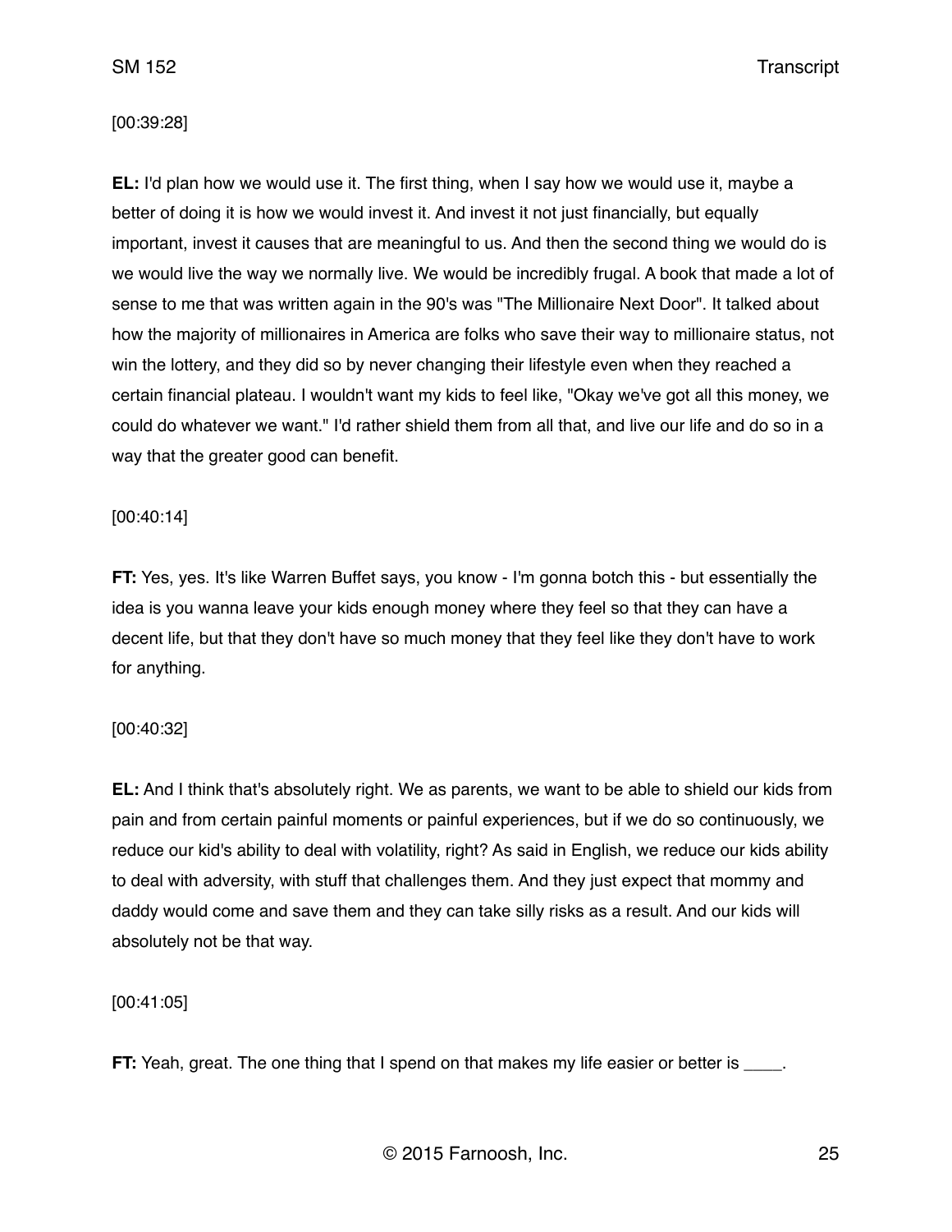[00:39:28]

**EL:** I'd plan how we would use it. The first thing, when I say how we would use it, maybe a better of doing it is how we would invest it. And invest it not just financially, but equally important, invest it causes that are meaningful to us. And then the second thing we would do is we would live the way we normally live. We would be incredibly frugal. A book that made a lot of sense to me that was written again in the 90's was "The Millionaire Next Door". It talked about how the majority of millionaires in America are folks who save their way to millionaire status, not win the lottery, and they did so by never changing their lifestyle even when they reached a certain financial plateau. I wouldn't want my kids to feel like, "Okay we've got all this money, we could do whatever we want." I'd rather shield them from all that, and live our life and do so in a way that the greater good can benefit.

[00:40:14]

**FT:** Yes, yes. It's like Warren Buffet says, you know - I'm gonna botch this - but essentially the idea is you wanna leave your kids enough money where they feel so that they can have a decent life, but that they don't have so much money that they feel like they don't have to work for anything.

[00:40:32]

**EL:** And I think that's absolutely right. We as parents, we want to be able to shield our kids from pain and from certain painful moments or painful experiences, but if we do so continuously, we reduce our kid's ability to deal with volatility, right? As said in English, we reduce our kids ability to deal with adversity, with stuff that challenges them. And they just expect that mommy and daddy would come and save them and they can take silly risks as a result. And our kids will absolutely not be that way.

[00:41:05]

**FT:** Yeah, great. The one thing that I spend on that makes my life easier or better is ____.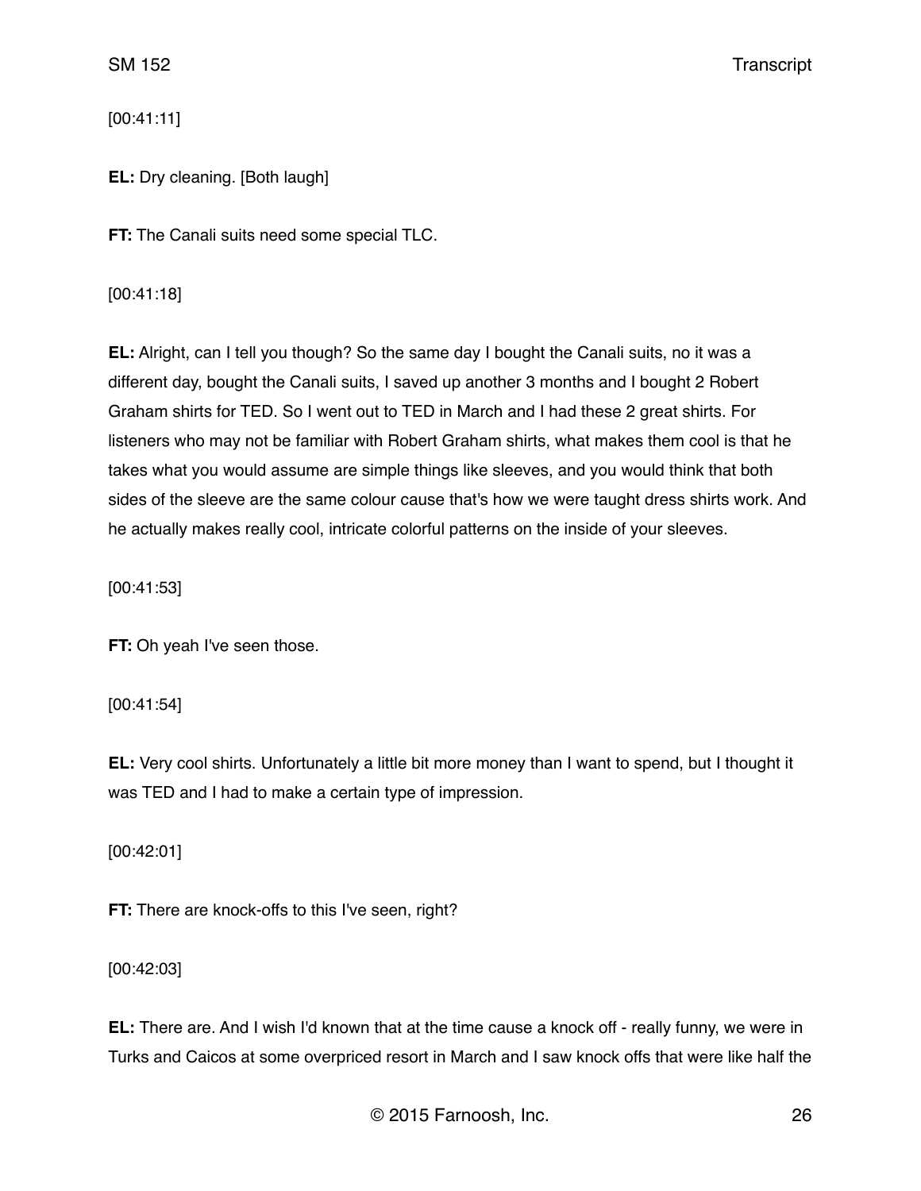[00:41:11]

**EL:** Dry cleaning. [Both laugh]

**FT:** The Canali suits need some special TLC.

[00:41:18]

**EL:** Alright, can I tell you though? So the same day I bought the Canali suits, no it was a different day, bought the Canali suits, I saved up another 3 months and I bought 2 Robert Graham shirts for TED. So I went out to TED in March and I had these 2 great shirts. For listeners who may not be familiar with Robert Graham shirts, what makes them cool is that he takes what you would assume are simple things like sleeves, and you would think that both sides of the sleeve are the same colour cause that's how we were taught dress shirts work. And he actually makes really cool, intricate colorful patterns on the inside of your sleeves.

[00:41:53]

**FT:** Oh yeah I've seen those.

[00:41:54]

**EL:** Very cool shirts. Unfortunately a little bit more money than I want to spend, but I thought it was TED and I had to make a certain type of impression.

[00:42:01]

**FT:** There are knock-offs to this I've seen, right?

[00:42:03]

**EL:** There are. And I wish I'd known that at the time cause a knock off - really funny, we were in Turks and Caicos at some overpriced resort in March and I saw knock offs that were like half the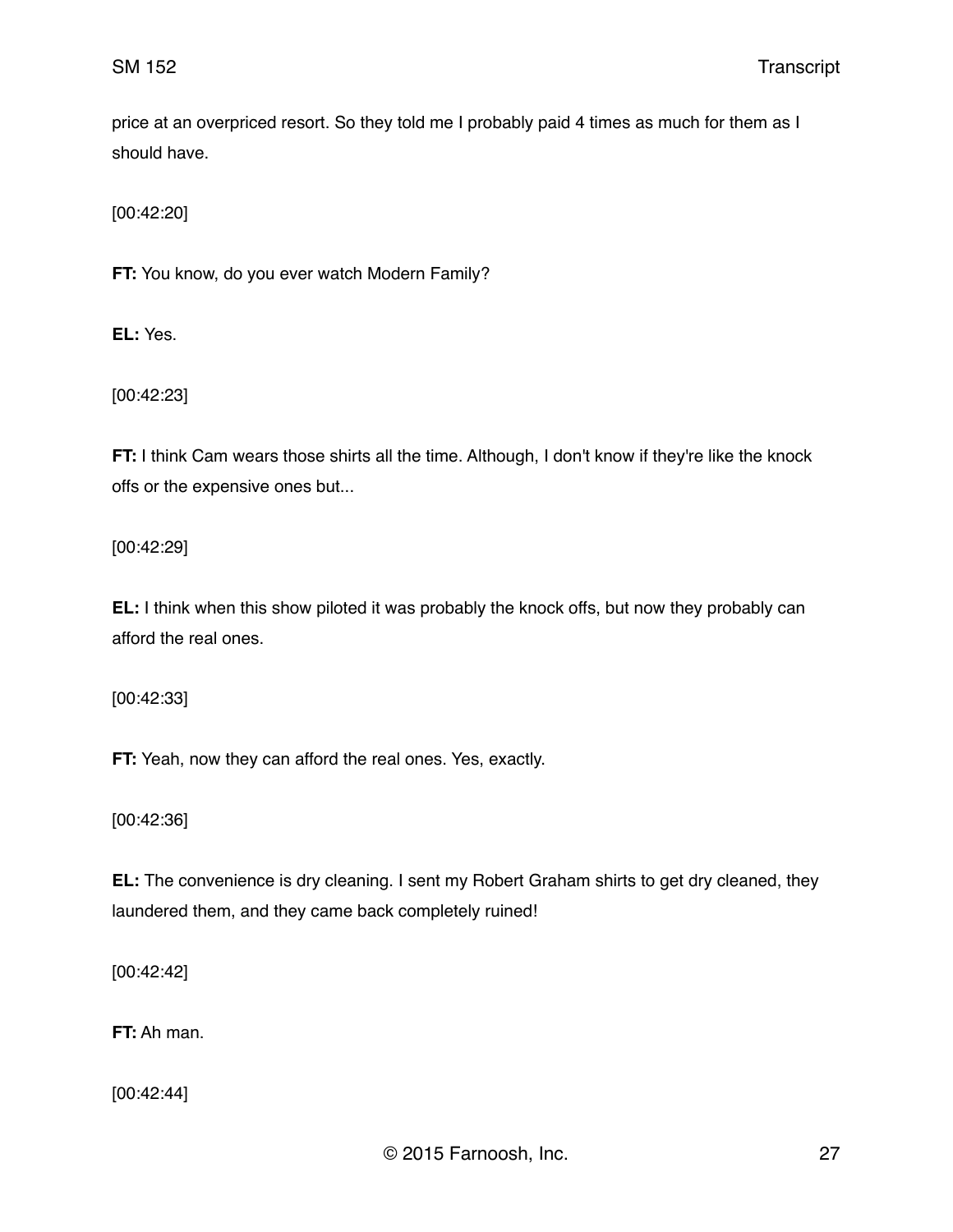price at an overpriced resort. So they told me I probably paid 4 times as much for them as I should have.

[00:42:20]

**FT:** You know, do you ever watch Modern Family?

**EL:** Yes.

[00:42:23]

**FT:** I think Cam wears those shirts all the time. Although, I don't know if they're like the knock offs or the expensive ones but...

[00:42:29]

**EL:** I think when this show piloted it was probably the knock offs, but now they probably can afford the real ones.

[00:42:33]

**FT:** Yeah, now they can afford the real ones. Yes, exactly.

[00:42:36]

**EL:** The convenience is dry cleaning. I sent my Robert Graham shirts to get dry cleaned, they laundered them, and they came back completely ruined!

[00:42:42]

**FT:** Ah man.

[00:42:44]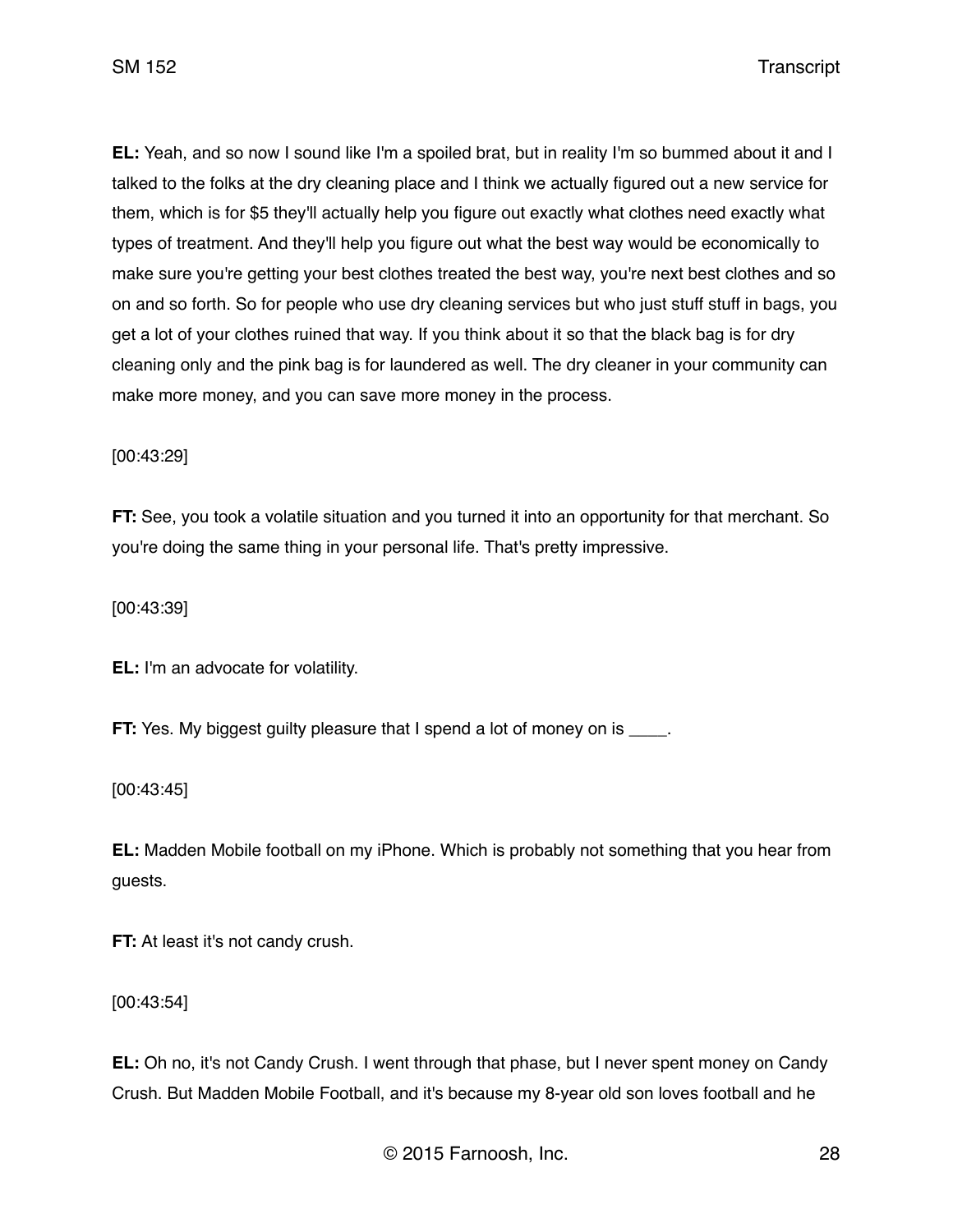**EL:** Yeah, and so now I sound like I'm a spoiled brat, but in reality I'm so bummed about it and I talked to the folks at the dry cleaning place and I think we actually figured out a new service for them, which is for $5 they'll actually help you figure out exactly what clothes need exactly what types of treatment. And they'll help you figure out what the best way would be economically to make sure you're getting your best clothes treated the best way, you're next best clothes and so on and so forth. So for people who use dry cleaning services but who just stuff stuff in bags, you get a lot of your clothes ruined that way. If you think about it so that the black bag is for dry cleaning only and the pink bag is for laundered as well. The dry cleaner in your community can make more money, and you can save more money in the process.

[00:43:29]

**FT:** See, you took a volatile situation and you turned it into an opportunity for that merchant. So you're doing the same thing in your personal life. That's pretty impressive.

[00:43:39]

**EL:** I'm an advocate for volatility.

**FT:** Yes. My biggest guilty pleasure that I spend a lot of money on is ____.

[00:43:45]

**EL:** Madden Mobile football on my iPhone. Which is probably not something that you hear from guests.

**FT:** At least it's not candy crush.

[00:43:54]

**EL:** Oh no, it's not Candy Crush. I went through that phase, but I never spent money on Candy Crush. But Madden Mobile Football, and it's because my 8-year old son loves football and he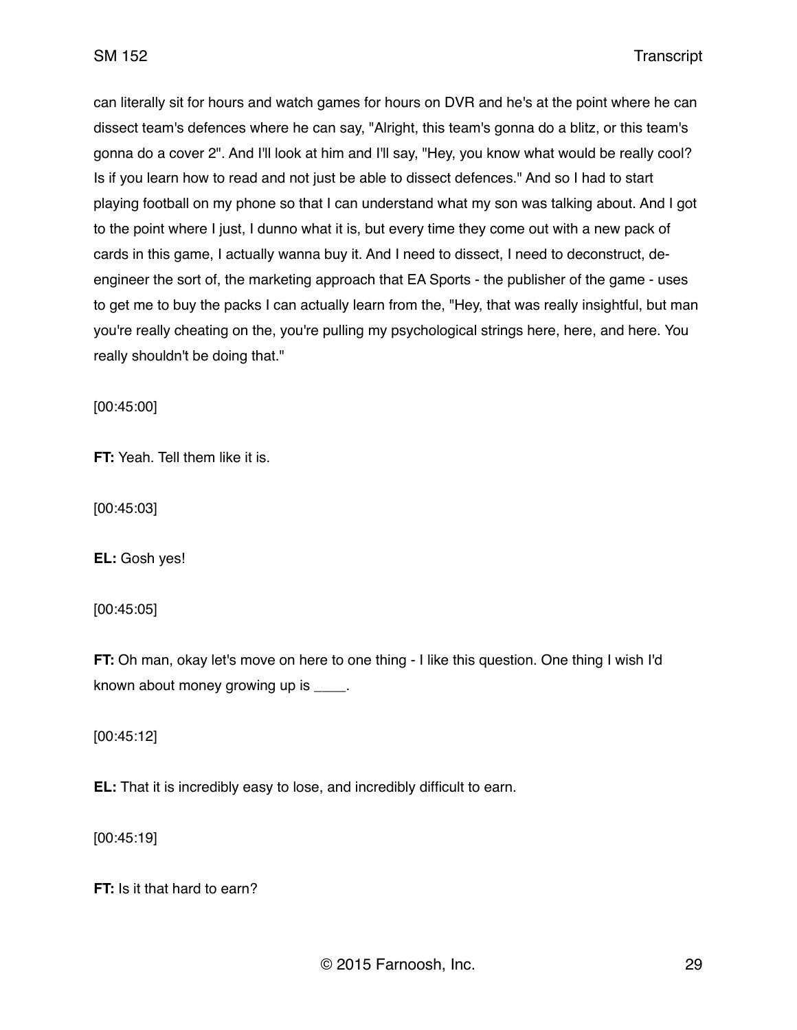can literally sit for hours and watch games for hours on DVR and he's at the point where he can dissect team's defences where he can say, "Alright, this team's gonna do a blitz, or this team's gonna do a cover 2". And I'll look at him and I'll say, "Hey, you know what would be really cool? Is if you learn how to read and not just be able to dissect defences." And so I had to start playing football on my phone so that I can understand what my son was talking about. And I got to the point where I just, I dunno what it is, but every time they come out with a new pack of cards in this game, I actually wanna buy it. And I need to dissect, I need to deconstruct, de-engineer the sort of, the marketing approach that EA Sports - the publisher of the game - uses to get me to buy the packs I can actually learn from the, "Hey, that was really insightful, but man you're really cheating on the, you're pulling my psychological strings here, here, and here. You really shouldn't be doing that."

[00:45:00]

**FT:** Yeah. Tell them like it is.

[00:45:03]

**EL:** Gosh yes!

[00:45:05]

**FT:** Oh man, okay let's move on here to one thing - I like this question. One thing I wish I'd known about money growing up is ____.

[00:45:12]

**EL:** That it is incredibly easy to lose, and incredibly difficult to earn.

[00:45:19]

**FT:** Is it that hard to earn?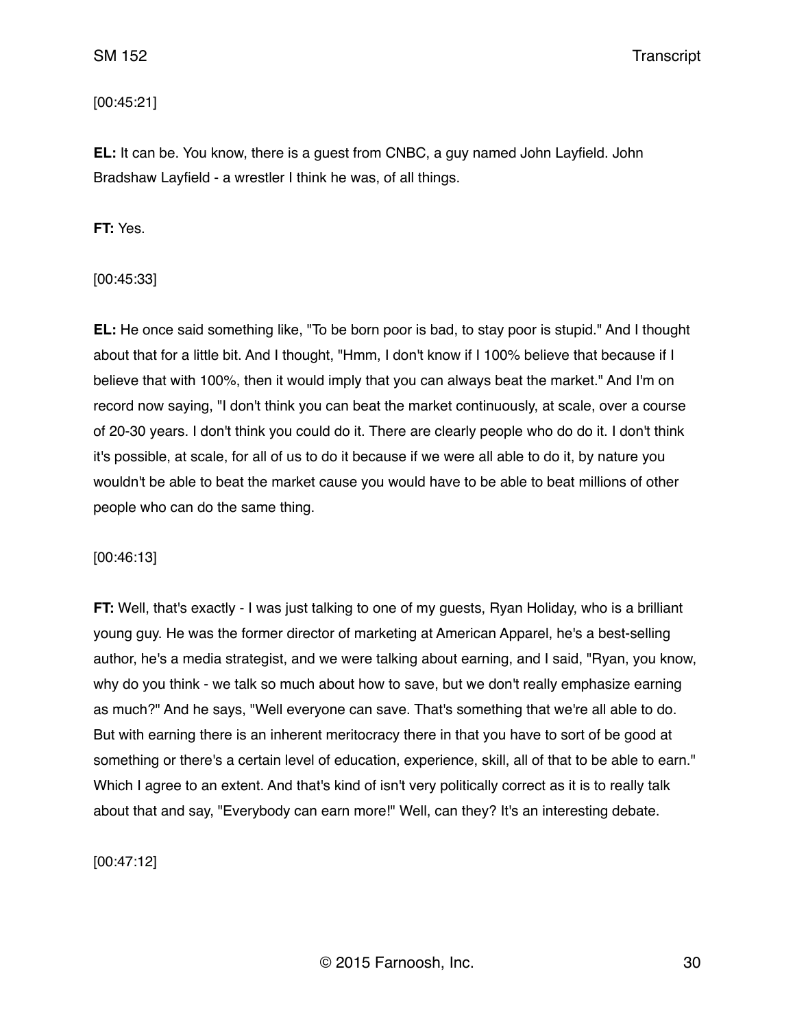[00:45:21]

**EL:** It can be. You know, there is a guest from CNBC, a guy named John Layfield. John Bradshaw Layfield - a wrestler I think he was, of all things.

**FT:** Yes.

[00:45:33]

**EL:** He once said something like, "To be born poor is bad, to stay poor is stupid." And I thought about that for a little bit. And I thought, "Hmm, I don't know if I 100% believe that because if I believe that with 100%, then it would imply that you can always beat the market." And I'm on record now saying, "I don't think you can beat the market continuously, at scale, over a course of 20-30 years. I don't think you could do it. There are clearly people who do do it. I don't think it's possible, at scale, for all of us to do it because if we were all able to do it, by nature you wouldn't be able to beat the market cause you would have to be able to beat millions of other people who can do the same thing.

[00:46:13]

**FT:** Well, that's exactly - I was just talking to one of my guests, Ryan Holiday, who is a brilliant young guy. He was the former director of marketing at American Apparel, he's a best-selling author, he's a media strategist, and we were talking about earning, and I said, "Ryan, you know, why do you think - we talk so much about how to save, but we don't really emphasize earning as much?" And he says, "Well everyone can save. That's something that we're all able to do. But with earning there is an inherent meritocracy there in that you have to sort of be good at something or there's a certain level of education, experience, skill, all of that to be able to earn." Which I agree to an extent. And that's kind of isn't very politically correct as it is to really talk about that and say, "Everybody can earn more!" Well, can they? It's an interesting debate.

[00:47:12]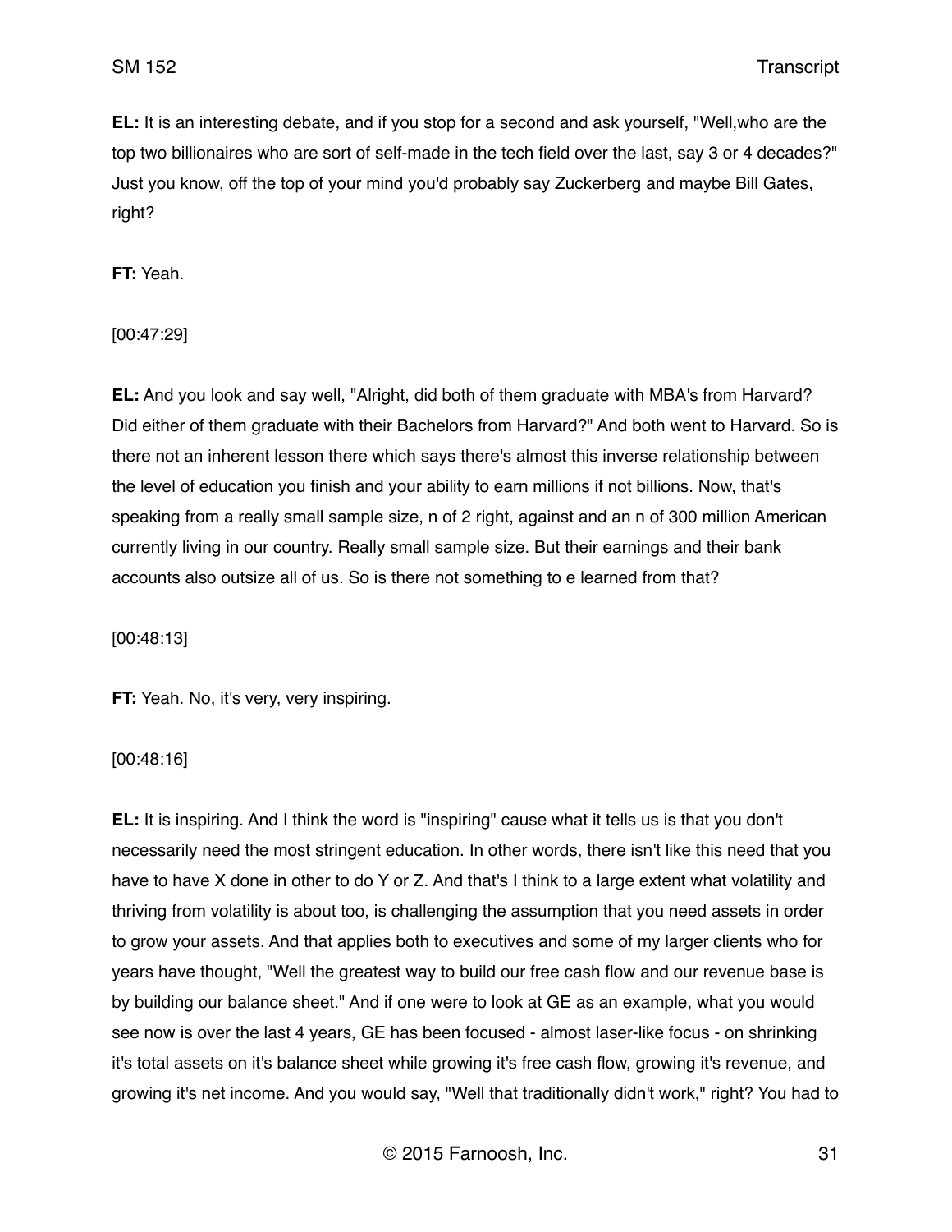**EL:** It is an interesting debate, and if you stop for a second and ask yourself, "Well,who are the top two billionaires who are sort of self-made in the tech field over the last, say 3 or 4 decades?" Just you know, off the top of your mind you'd probably say Zuckerberg and maybe Bill Gates, right?

**FT:** Yeah.

[00:47:29]

**EL:** And you look and say well, "Alright, did both of them graduate with MBA's from Harvard? Did either of them graduate with their Bachelors from Harvard?" And both went to Harvard. So is there not an inherent lesson there which says there's almost this inverse relationship between the level of education you finish and your ability to earn millions if not billions. Now, that's speaking from a really small sample size, n of 2 right, against and an n of 300 million American currently living in our country. Really small sample size. But their earnings and their bank accounts also outsize all of us. So is there not something to e learned from that?

[00:48:13]

**FT:** Yeah. No, it's very, very inspiring.

[00:48:16]

**EL:** It is inspiring. And I think the word is "inspiring" cause what it tells us is that you don't necessarily need the most stringent education. In other words, there isn't like this need that you have to have X done in other to do Y or Z. And that's I think to a large extent what volatility and thriving from volatility is about too, is challenging the assumption that you need assets in order to grow your assets. And that applies both to executives and some of my larger clients who for years have thought, "Well the greatest way to build our free cash flow and our revenue base is by building our balance sheet." And if one were to look at GE as an example, what you would see now is over the last 4 years, GE has been focused - almost laser-like focus - on shrinking it's total assets on it's balance sheet while growing it's free cash flow, growing it's revenue, and growing it's net income. And you would say, "Well that traditionally didn't work," right? You had to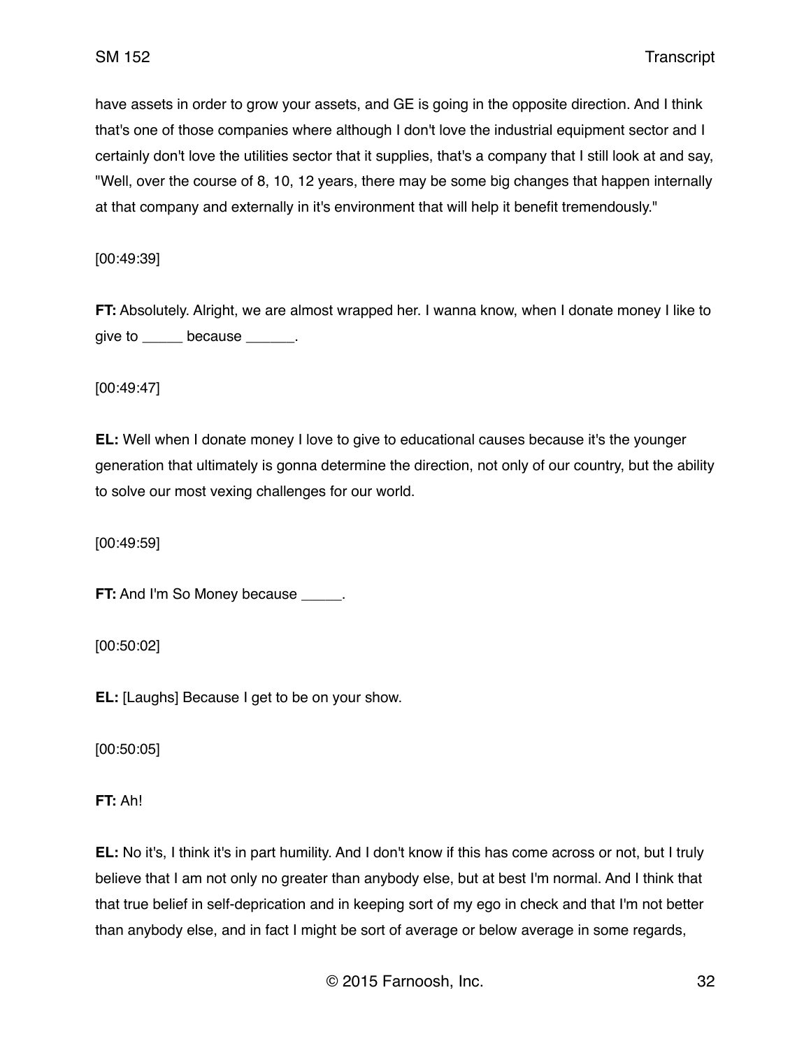have assets in order to grow your assets, and GE is going in the opposite direction. And I think that's one of those companies where although I don't love the industrial equipment sector and I certainly don't love the utilities sector that it supplies, that's a company that I still look at and say, "Well, over the course of 8, 10, 12 years, there may be some big changes that happen internally at that company and externally in it's environment that will help it benefit tremendously."

[00:49:39]

**FT:** Absolutely. Alright, we are almost wrapped her. I wanna know, when I donate money I like to give to _____ because ______.

[00:49:47]

**EL:** Well when I donate money I love to give to educational causes because it's the younger generation that ultimately is gonna determine the direction, not only of our country, but the ability to solve our most vexing challenges for our world.

[00:49:59]

**FT:** And I'm So Money because _____.

[00:50:02]

**EL:** [Laughs] Because I get to be on your show.

[00:50:05]

**FT:** Ah!

**EL:** No it's, I think it's in part humility. And I don't know if this has come across or not, but I truly believe that I am not only no greater than anybody else, but at best I'm normal. And I think that that true belief in self-deprication and in keeping sort of my ego in check and that I'm not better than anybody else, and in fact I might be sort of average or below average in some regards,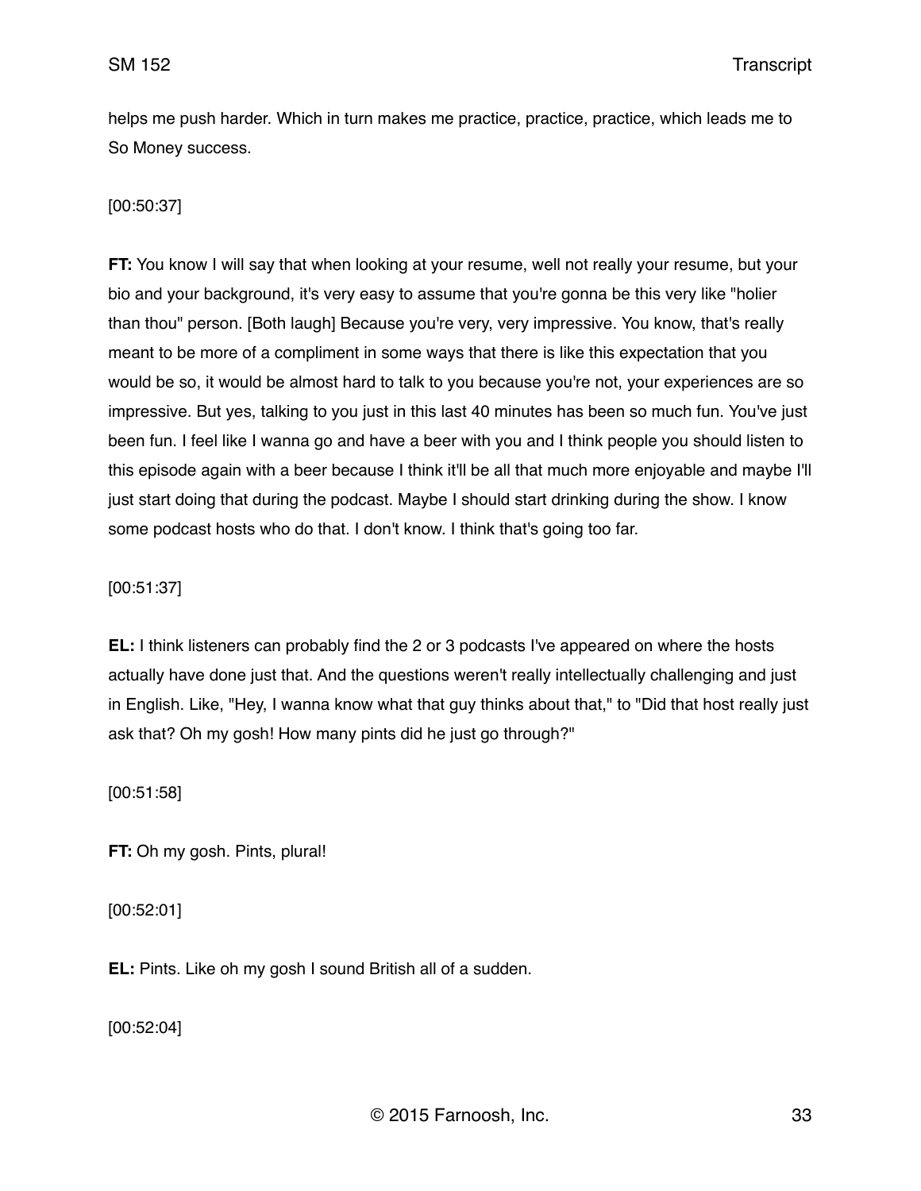helps me push harder. Which in turn makes me practice, practice, practice, which leads me to So Money success.

[00:50:37]

**FT:** You know I will say that when looking at your resume, well not really your resume, but your bio and your background, it's very easy to assume that you're gonna be this very like "holier than thou" person. [Both laugh] Because you're very, very impressive. You know, that's really meant to be more of a compliment in some ways that there is like this expectation that you would be so, it would be almost hard to talk to you because you're not, your experiences are so impressive. But yes, talking to you just in this last 40 minutes has been so much fun. You've just been fun. I feel like I wanna go and have a beer with you and I think people you should listen to this episode again with a beer because I think it'll be all that much more enjoyable and maybe I'll just start doing that during the podcast. Maybe I should start drinking during the show. I know some podcast hosts who do that. I don't know. I think that's going too far.

[00:51:37]

**EL:** I think listeners can probably find the 2 or 3 podcasts I've appeared on where the hosts actually have done just that. And the questions weren't really intellectually challenging and just in English. Like, "Hey, I wanna know what that guy thinks about that," to "Did that host really just ask that? Oh my gosh! How many pints did he just go through?"

[00:51:58]

**FT:** Oh my gosh. Pints, plural!

[00:52:01]

**EL:** Pints. Like oh my gosh I sound British all of a sudden.

[00:52:04]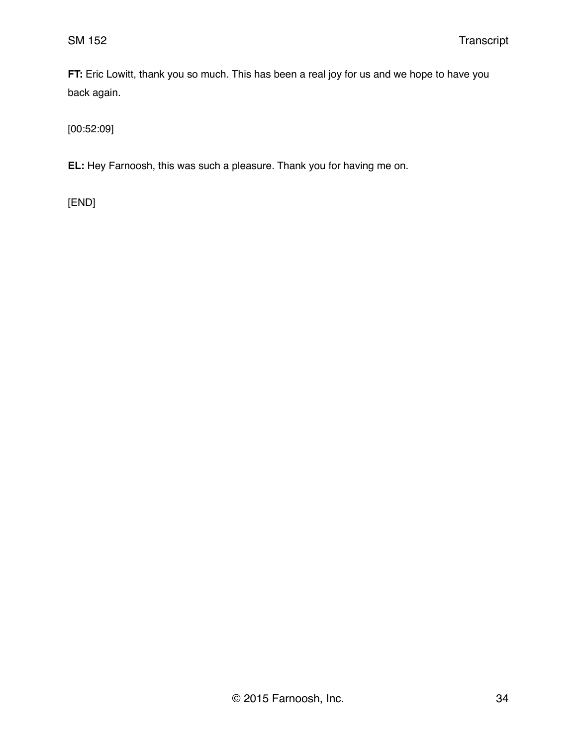**FT:** Eric Lowitt, thank you so much. This has been a real joy for us and we hope to have you back again.

[00:52:09]

**EL:** Hey Farnoosh, this was such a pleasure. Thank you for having me on.

[END]